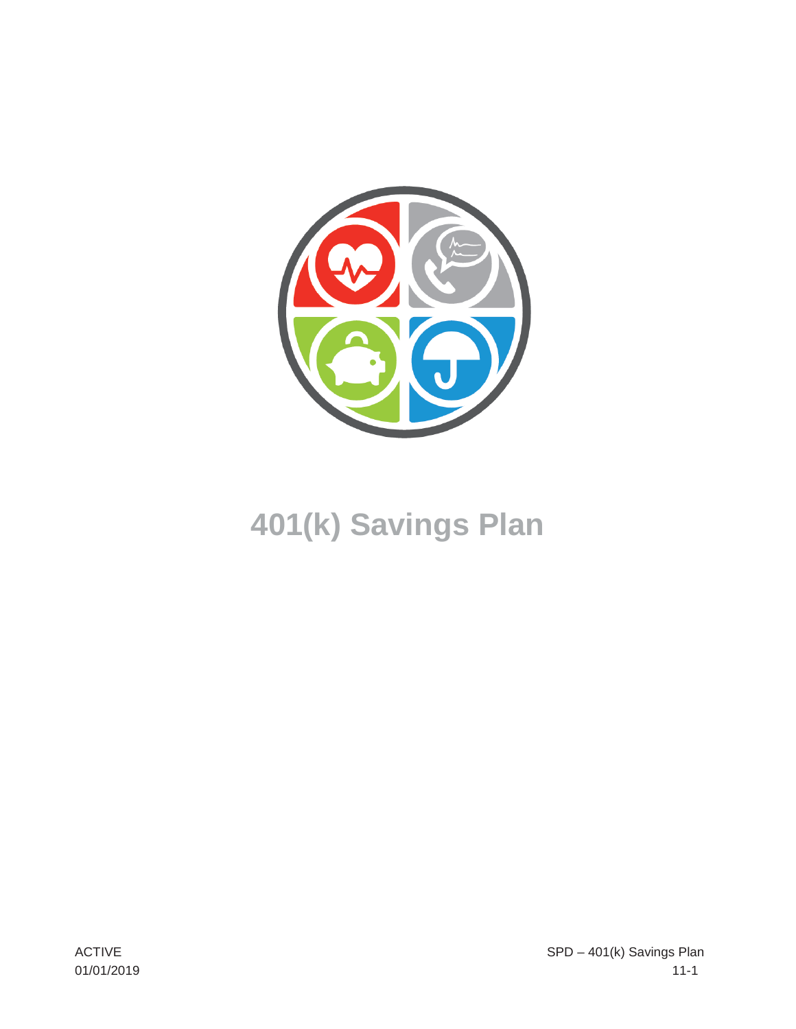# 401(k) Savings Plan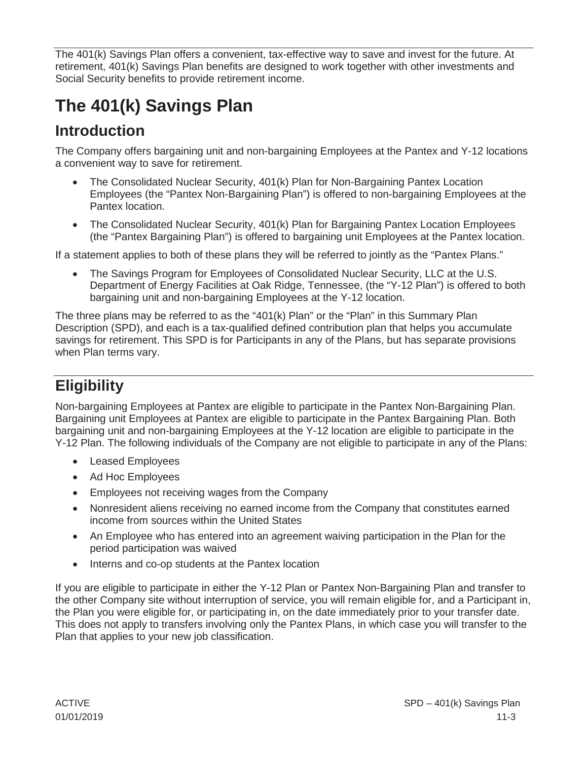The 401(k) Savings Plan offers a convenient, tax-effective way to save and invest for the future. At retirement, 401(k) Savings Plan benefits are designed to work together with other investments and Social Security benefits to provide retirement income.

# The 401(k) Savings Plan

## Introduction

The Company offers bargaining unit and non-bargaining Employees at the Pantex and Y-12 locations a convenient way to save for retirement.

- The Consolidated Nuclear Security, 401(k) Plan for Non-Bargaining Pantex Location Employees (the "Pantex Non-Bargaining Plan") is offered to non-bargaining Employees at the Pantex location.
- The Consolidated Nuclear Security, 401(k) Plan for Bargaining Pantex Location Employees (the "Pantex Bargaining Plan") is offered to bargaining unit Employees at the Pantex location.

If a statement applies to both of these plans they will be referred to jointly as the "Pantex Plans."

- The Savings Program for Employees of Consolidated Nuclear Security, LLC at the U.S. Department of Energy Facilities at Oak Ridge, Tennessee, (the "Y-12 Plan") is offered to both bargaining unit and non-bargaining Employees at the Y-12 location.

The three plans may be referred to as the "401(k) Plan" or the "Plan" in this Summary Plan Description (SPD), and each is a tax-qualified defined contribution plan that helps you accumulate savings for retirement. This SPD is for Participants in any of the Plans, but has separate provisions when Plan terms vary.

## Eligibility

Non-bargaining Employees at Pantex are eligible to participate in the Pantex Non-Bargaining Plan. Bargaining unit Employees at Pantex are eligible to participate in the Pantex Bargaining Plan. Both bargaining unit and non-bargaining Employees at the Y-12 location are eligible to participate in the Y-12 Plan. The following individuals of the Company are not eligible to participate in any of the Plans:

- Leased Employees
- Ad Hoc Employees
- Employees not receiving wages from the Company
- Nonresident aliens receiving no earned income from the Company that constitutes earned income from sources within the United States
- An Employee who has entered into an agreement waiving participation in the Plan for the period participation was waived
- Interns and co-op students at the Pantex location

If you are eligible to participate in either the Y-12 Plan or Pantex Non-Bargaining Plan and transfer to the other Company site without interruption of service, you will remain eligible for, and a Participant in, the Plan you were eligible for, or participating in, on the date immediately prior to your transfer date. This does not apply to transfers involving only the Pantex Plans, in which case you will transfer to the Plan that applies to your new job classification.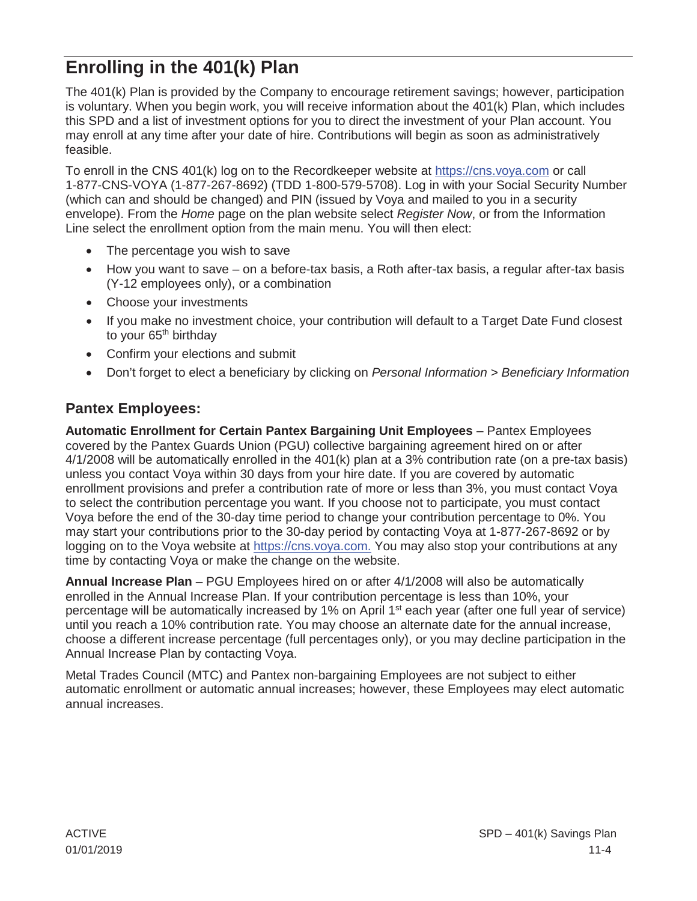# Enrolling in the 401(k) Plan

The 401(k) Plan is provided by the Company to encourage retirement savings; however, participation is voluntary. When you begin work, you will receive information about the 401(k) Plan, which includes this SPD and a list of investment options for you to direct the investment of your Plan account. You may enroll at any time after your date of hire. Contributions will begin as soon as administratively feasible.

To enroll in the CNS 401(k) log on to the Recordkeeper website at https://cns.voya.com or call 1-877-CNS-VOYA (1-877-267-8692) (TDD 1-800-579-5708). Log in with your Social Security Number (which can and should be changed) and PIN (issued by Voya and mailed to you in a security envelope). From the *Home* page on the plan website select *Register Now*, or from the Information Line select the enrollment option from the main menu. You will then elect:

- The percentage you wish to save
- How you want to save – on a before-tax basis, a Roth after-tax basis, a regular after-tax basis (Y-12 employees only), or a combination
- Choose your investments
- If you make no investment choice, your contribution will default to a Target Date Fund closest to your 65th birthday
- Confirm your elections and submit
- Don't forget to elect a beneficiary by clicking on *Personal Information* > *Beneficiary Information*

## Pantex Employees:

**Automatic Enrollment for Certain Pantex Bargaining Unit Employees** – Pantex Employees covered by the Pantex Guards Union (PGU) collective bargaining agreement hired on or after 4/1/2008 will be automatically enrolled in the 401(k) plan at a 3% contribution rate (on a pre-tax basis) unless you contact Voya within 30 days from your hire date. If you are covered by automatic enrollment provisions and prefer a contribution rate of more or less than 3%, you must contact Voya to select the contribution percentage you want. If you choose not to participate, you must contact Voya before the end of the 30-day time period to change your contribution percentage to 0%. You may start your contributions prior to the 30-day period by contacting Voya at 1-877-267-8692 or by logging on to the Voya website at https://cns.voya.com. You may also stop your contributions at any time by contacting Voya or make the change on the website.

**Annual Increase Plan** – PGU Employees hired on or after 4/1/2008 will also be automatically enrolled in the Annual Increase Plan. If your contribution percentage is less than 10%, your percentage will be automatically increased by 1% on April 1st each year (after one full year of service) until you reach a 10% contribution rate. You may choose an alternate date for the annual increase, choose a different increase percentage (full percentages only), or you may decline participation in the Annual Increase Plan by contacting Voya.

Metal Trades Council (MTC) and Pantex non-bargaining Employees are not subject to either automatic enrollment or automatic annual increases; however, these Employees may elect automatic annual increases.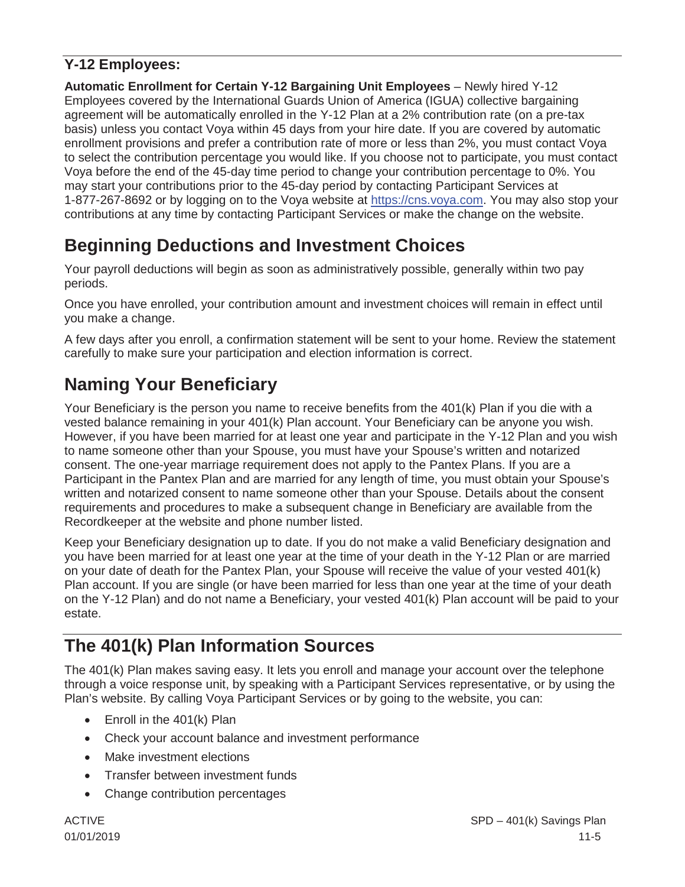### Y-12 Employees:

**Automatic Enrollment for Certain Y-12 Bargaining Unit Employees** – Newly hired Y-12 Employees covered by the International Guards Union of America (IGUA) collective bargaining agreement will be automatically enrolled in the Y-12 Plan at a 2% contribution rate (on a pre-tax basis) unless you contact Voya within 45 days from your hire date. If you are covered by automatic enrollment provisions and prefer a contribution rate of more or less than 2%, you must contact Voya to select the contribution percentage you would like. If you choose not to participate, you must contact Voya before the end of the 45-day time period to change your contribution percentage to 0%. You may start your contributions prior to the 45-day period by contacting Participant Services at 1-877-267-8692 or by logging on to the Voya website at https://cns.voya.com. You may also stop your contributions at any time by contacting Participant Services or make the change on the website.

## Beginning Deductions and Investment Choices

Your payroll deductions will begin as soon as administratively possible, generally within two pay periods.

Once you have enrolled, your contribution amount and investment choices will remain in effect until you make a change.

A few days after you enroll, a confirmation statement will be sent to your home. Review the statement carefully to make sure your participation and election information is correct.

## Naming Your Beneficiary

Your Beneficiary is the person you name to receive benefits from the 401(k) Plan if you die with a vested balance remaining in your 401(k) Plan account. Your Beneficiary can be anyone you wish. However, if you have been married for at least one year and participate in the Y-12 Plan and you wish to name someone other than your Spouse, you must have your Spouse's written and notarized consent. The one-year marriage requirement does not apply to the Pantex Plans. If you are a Participant in the Pantex Plan and are married for any length of time, you must obtain your Spouse's written and notarized consent to name someone other than your Spouse. Details about the consent requirements and procedures to make a subsequent change in Beneficiary are available from the Recordkeeper at the website and phone number listed.

Keep your Beneficiary designation up to date. If you do not make a valid Beneficiary designation and you have been married for at least one year at the time of your death in the Y-12 Plan or are married on your date of death for the Pantex Plan, your Spouse will receive the value of your vested 401(k) Plan account. If you are single (or have been married for less than one year at the time of your death on the Y-12 Plan) and do not name a Beneficiary, your vested 401(k) Plan account will be paid to your estate.

## The 401(k) Plan Information Sources

The 401(k) Plan makes saving easy. It lets you enroll and manage your account over the telephone through a voice response unit, by speaking with a Participant Services representative, or by using the Plan's website. By calling Voya Participant Services or by going to the website, you can:

- Enroll in the 401(k) Plan
- Check your account balance and investment performance
- Make investment elections
- Transfer between investment funds
- Change contribution percentages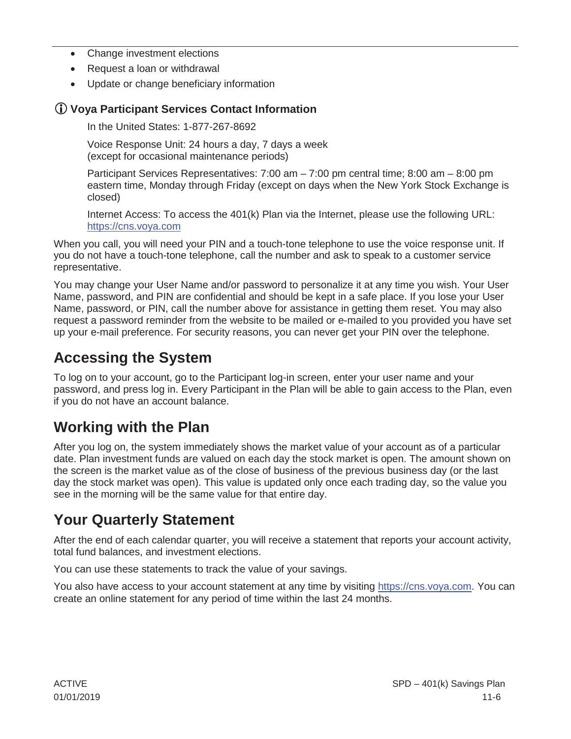- Change investment elections
- Request a loan or withdrawal
- Update or change beneficiary information

### ⓘ Voya Participant Services Contact Information

In the United States: 1-877-267-8692

Voice Response Unit: 24 hours a day, 7 days a week
(except for occasional maintenance periods)

Participant Services Representatives: 7:00 am – 7:00 pm central time; 8:00 am – 8:00 pm eastern time, Monday through Friday (except on days when the New York Stock Exchange is closed)

Internet Access: To access the 401(k) Plan via the Internet, please use the following URL: https://cns.voya.com

When you call, you will need your PIN and a touch-tone telephone to use the voice response unit. If you do not have a touch-tone telephone, call the number and ask to speak to a customer service representative.

You may change your User Name and/or password to personalize it at any time you wish. Your User Name, password, and PIN are confidential and should be kept in a safe place. If you lose your User Name, password, or PIN, call the number above for assistance in getting them reset. You may also request a password reminder from the website to be mailed or e-mailed to you provided you have set up your e-mail preference. For security reasons, you can never get your PIN over the telephone.

## Accessing the System

To log on to your account, go to the Participant log-in screen, enter your user name and your password, and press log in. Every Participant in the Plan will be able to gain access to the Plan, even if you do not have an account balance.

## Working with the Plan

After you log on, the system immediately shows the market value of your account as of a particular date. Plan investment funds are valued on each day the stock market is open. The amount shown on the screen is the market value as of the close of business of the previous business day (or the last day the stock market was open). This value is updated only once each trading day, so the value you see in the morning will be the same value for that entire day.

## Your Quarterly Statement

After the end of each calendar quarter, you will receive a statement that reports your account activity, total fund balances, and investment elections.

You can use these statements to track the value of your savings.

You also have access to your account statement at any time by visiting https://cns.voya.com. You can create an online statement for any period of time within the last 24 months.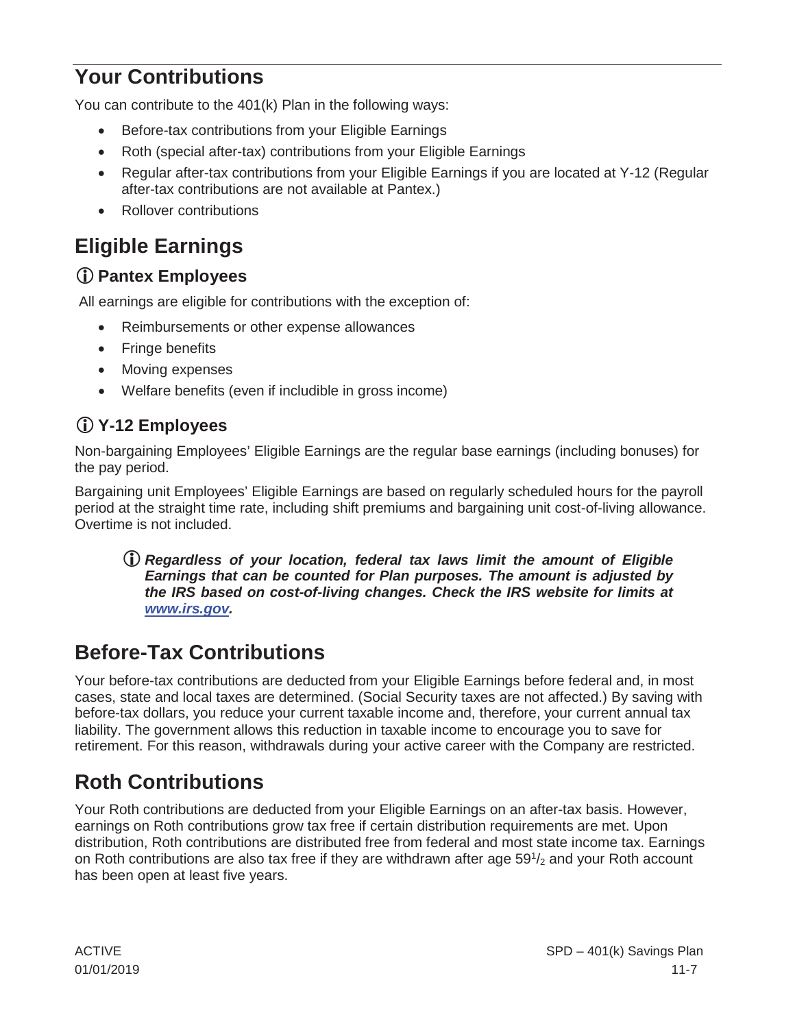## Your Contributions

You can contribute to the 401(k) Plan in the following ways:

- Before-tax contributions from your Eligible Earnings
- Roth (special after-tax) contributions from your Eligible Earnings
- Regular after-tax contributions from your Eligible Earnings if you are located at Y-12 (Regular after-tax contributions are not available at Pantex.)
- Rollover contributions

## Eligible Earnings

### ⓘ Pantex Employees

All earnings are eligible for contributions with the exception of:

- Reimbursements or other expense allowances
- Fringe benefits
- Moving expenses
- Welfare benefits (even if includible in gross income)

### ⓘ Y-12 Employees

Non-bargaining Employees' Eligible Earnings are the regular base earnings (including bonuses) for the pay period.

Bargaining unit Employees' Eligible Earnings are based on regularly scheduled hours for the payroll period at the straight time rate, including shift premiums and bargaining unit cost-of-living allowance. Overtime is not included.

> ⓘ ***Regardless of your location, federal tax laws limit the amount of Eligible Earnings that can be counted for Plan purposes. The amount is adjusted by the IRS based on cost-of-living changes. Check the IRS website for limits at [www.irs.gov](http://www.irs.gov).***

## Before-Tax Contributions

Your before-tax contributions are deducted from your Eligible Earnings before federal and, in most cases, state and local taxes are determined. (Social Security taxes are not affected.) By saving with before-tax dollars, you reduce your current taxable income and, therefore, your current annual tax liability. The government allows this reduction in taxable income to encourage you to save for retirement. For this reason, withdrawals during your active career with the Company are restricted.

## Roth Contributions

Your Roth contributions are deducted from your Eligible Earnings on an after-tax basis. However, earnings on Roth contributions grow tax free if certain distribution requirements are met. Upon distribution, Roth contributions are distributed free from federal and most state income tax. Earnings on Roth contributions are also tax free if they are withdrawn after age 59½ and your Roth account has been open at least five years.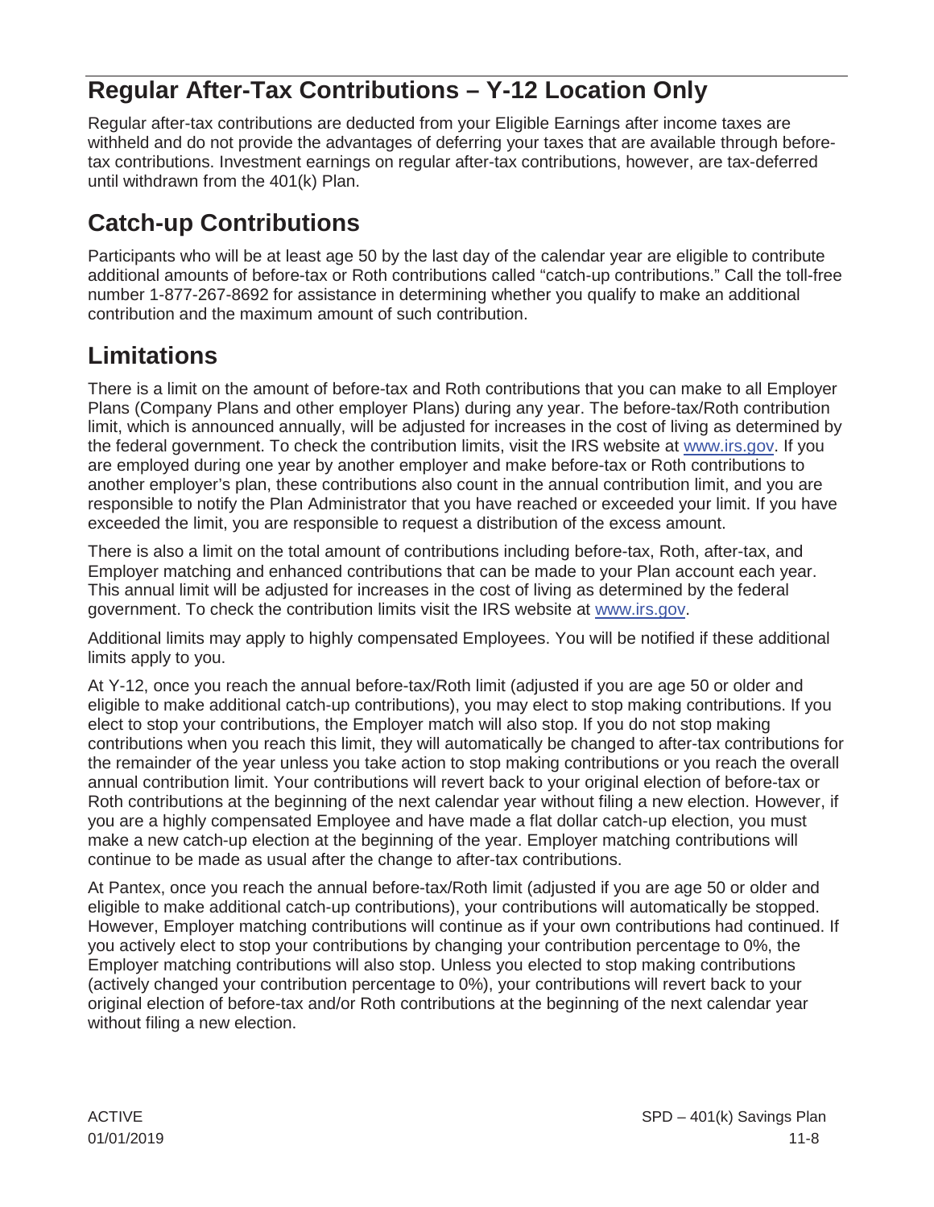## Regular After-Tax Contributions – Y-12 Location Only

Regular after-tax contributions are deducted from your Eligible Earnings after income taxes are withheld and do not provide the advantages of deferring your taxes that are available through before-tax contributions. Investment earnings on regular after-tax contributions, however, are tax-deferred until withdrawn from the 401(k) Plan.

## Catch-up Contributions

Participants who will be at least age 50 by the last day of the calendar year are eligible to contribute additional amounts of before-tax or Roth contributions called "catch-up contributions." Call the toll-free number 1-877-267-8692 for assistance in determining whether you qualify to make an additional contribution and the maximum amount of such contribution.

## Limitations

There is a limit on the amount of before-tax and Roth contributions that you can make to all Employer Plans (Company Plans and other employer Plans) during any year. The before-tax/Roth contribution limit, which is announced annually, will be adjusted for increases in the cost of living as determined by the federal government. To check the contribution limits, visit the IRS website at www.irs.gov. If you are employed during one year by another employer and make before-tax or Roth contributions to another employer's plan, these contributions also count in the annual contribution limit, and you are responsible to notify the Plan Administrator that you have reached or exceeded your limit. If you have exceeded the limit, you are responsible to request a distribution of the excess amount.

There is also a limit on the total amount of contributions including before-tax, Roth, after-tax, and Employer matching and enhanced contributions that can be made to your Plan account each year. This annual limit will be adjusted for increases in the cost of living as determined by the federal government. To check the contribution limits visit the IRS website at www.irs.gov.

Additional limits may apply to highly compensated Employees. You will be notified if these additional limits apply to you.

At Y-12, once you reach the annual before-tax/Roth limit (adjusted if you are age 50 or older and eligible to make additional catch-up contributions), you may elect to stop making contributions. If you elect to stop your contributions, the Employer match will also stop. If you do not stop making contributions when you reach this limit, they will automatically be changed to after-tax contributions for the remainder of the year unless you take action to stop making contributions or you reach the overall annual contribution limit. Your contributions will revert back to your original election of before-tax or Roth contributions at the beginning of the next calendar year without filing a new election. However, if you are a highly compensated Employee and have made a flat dollar catch-up election, you must make a new catch-up election at the beginning of the year. Employer matching contributions will continue to be made as usual after the change to after-tax contributions.

At Pantex, once you reach the annual before-tax/Roth limit (adjusted if you are age 50 or older and eligible to make additional catch-up contributions), your contributions will automatically be stopped. However, Employer matching contributions will continue as if your own contributions had continued. If you actively elect to stop your contributions by changing your contribution percentage to 0%, the Employer matching contributions will also stop. Unless you elected to stop making contributions (actively changed your contribution percentage to 0%), your contributions will revert back to your original election of before-tax and/or Roth contributions at the beginning of the next calendar year without filing a new election.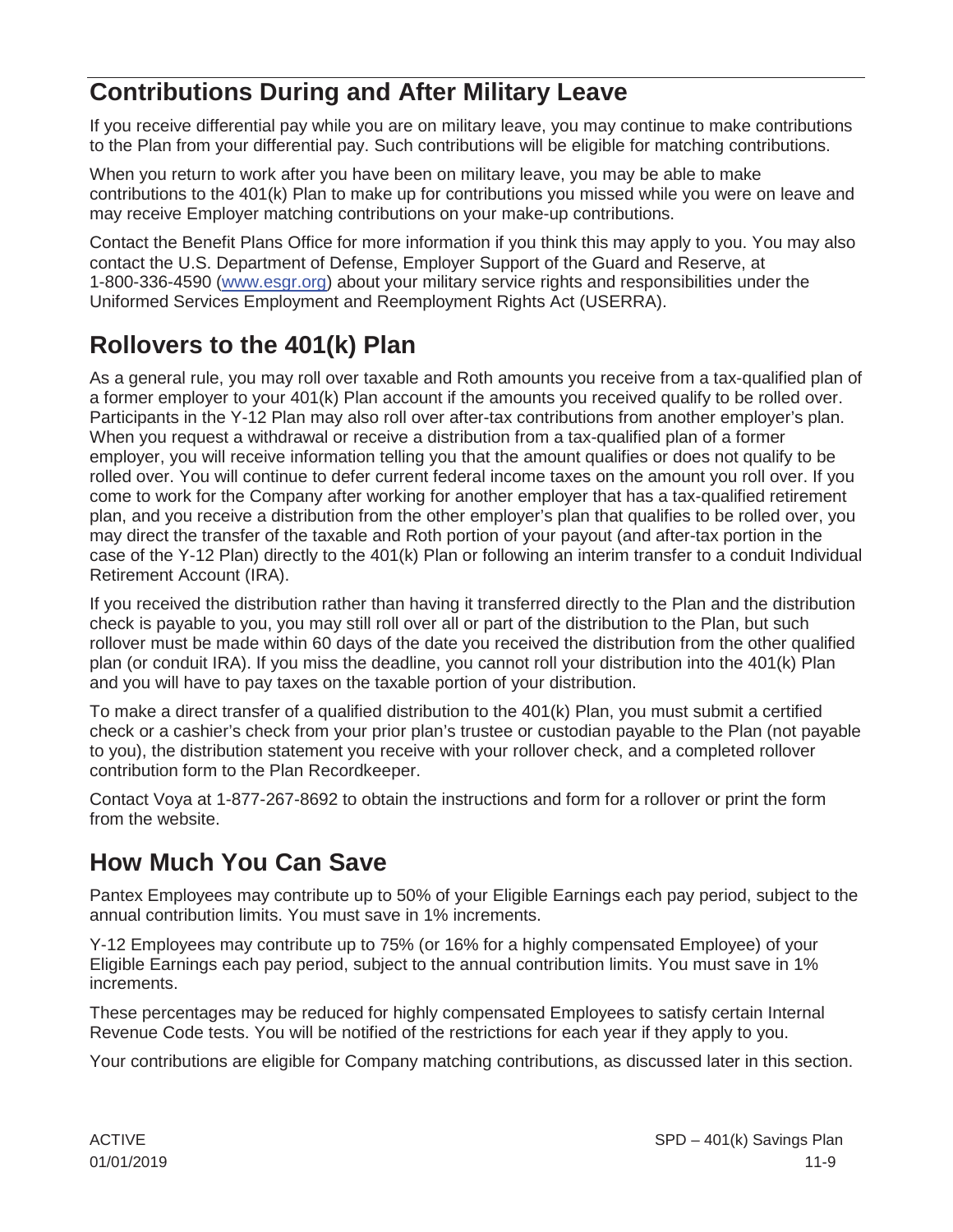## Contributions During and After Military Leave

If you receive differential pay while you are on military leave, you may continue to make contributions to the Plan from your differential pay. Such contributions will be eligible for matching contributions.

When you return to work after you have been on military leave, you may be able to make contributions to the 401(k) Plan to make up for contributions you missed while you were on leave and may receive Employer matching contributions on your make-up contributions.

Contact the Benefit Plans Office for more information if you think this may apply to you. You may also contact the U.S. Department of Defense, Employer Support of the Guard and Reserve, at 1-800-336-4590 (www.esgr.org) about your military service rights and responsibilities under the Uniformed Services Employment and Reemployment Rights Act (USERRA).

## Rollovers to the 401(k) Plan

As a general rule, you may roll over taxable and Roth amounts you receive from a tax-qualified plan of a former employer to your 401(k) Plan account if the amounts you received qualify to be rolled over. Participants in the Y-12 Plan may also roll over after-tax contributions from another employer's plan. When you request a withdrawal or receive a distribution from a tax-qualified plan of a former employer, you will receive information telling you that the amount qualifies or does not qualify to be rolled over. You will continue to defer current federal income taxes on the amount you roll over. If you come to work for the Company after working for another employer that has a tax-qualified retirement plan, and you receive a distribution from the other employer's plan that qualifies to be rolled over, you may direct the transfer of the taxable and Roth portion of your payout (and after-tax portion in the case of the Y-12 Plan) directly to the 401(k) Plan or following an interim transfer to a conduit Individual Retirement Account (IRA).

If you received the distribution rather than having it transferred directly to the Plan and the distribution check is payable to you, you may still roll over all or part of the distribution to the Plan, but such rollover must be made within 60 days of the date you received the distribution from the other qualified plan (or conduit IRA). If you miss the deadline, you cannot roll your distribution into the 401(k) Plan and you will have to pay taxes on the taxable portion of your distribution.

To make a direct transfer of a qualified distribution to the 401(k) Plan, you must submit a certified check or a cashier's check from your prior plan's trustee or custodian payable to the Plan (not payable to you), the distribution statement you receive with your rollover check, and a completed rollover contribution form to the Plan Recordkeeper.

Contact Voya at 1-877-267-8692 to obtain the instructions and form for a rollover or print the form from the website.

## How Much You Can Save

Pantex Employees may contribute up to 50% of your Eligible Earnings each pay period, subject to the annual contribution limits. You must save in 1% increments.

Y-12 Employees may contribute up to 75% (or 16% for a highly compensated Employee) of your Eligible Earnings each pay period, subject to the annual contribution limits. You must save in 1% increments.

These percentages may be reduced for highly compensated Employees to satisfy certain Internal Revenue Code tests. You will be notified of the restrictions for each year if they apply to you.

Your contributions are eligible for Company matching contributions, as discussed later in this section.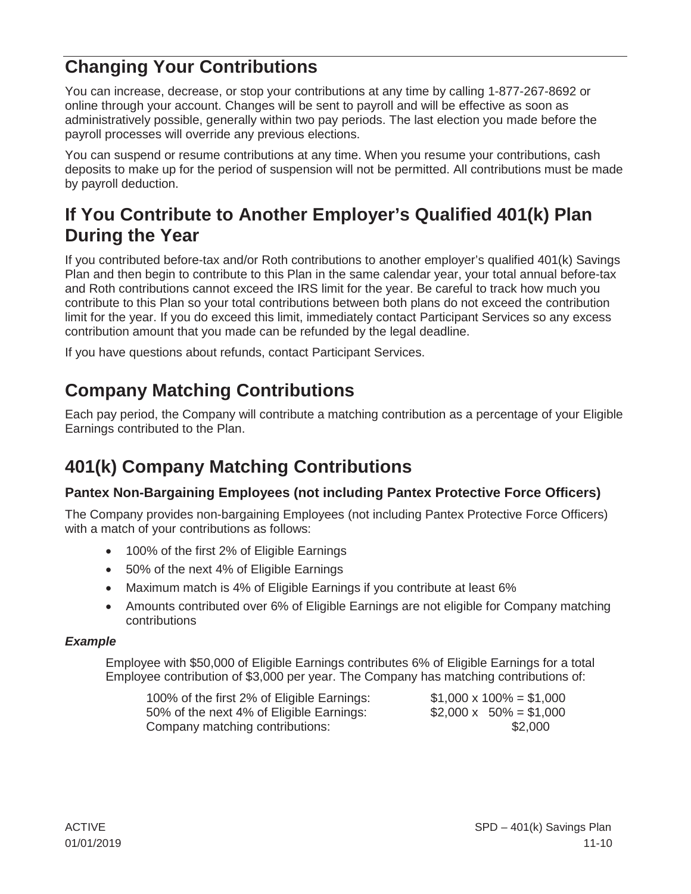## Changing Your Contributions

You can increase, decrease, or stop your contributions at any time by calling 1-877-267-8692 or online through your account. Changes will be sent to payroll and will be effective as soon as administratively possible, generally within two pay periods. The last election you made before the payroll processes will override any previous elections.

You can suspend or resume contributions at any time. When you resume your contributions, cash deposits to make up for the period of suspension will not be permitted. All contributions must be made by payroll deduction.

## If You Contribute to Another Employer's Qualified 401(k) Plan During the Year

If you contributed before-tax and/or Roth contributions to another employer's qualified 401(k) Savings Plan and then begin to contribute to this Plan in the same calendar year, your total annual before-tax and Roth contributions cannot exceed the IRS limit for the year. Be careful to track how much you contribute to this Plan so your total contributions between both plans do not exceed the contribution limit for the year. If you do exceed this limit, immediately contact Participant Services so any excess contribution amount that you made can be refunded by the legal deadline.

If you have questions about refunds, contact Participant Services.

## Company Matching Contributions

Each pay period, the Company will contribute a matching contribution as a percentage of your Eligible Earnings contributed to the Plan.

## 401(k) Company Matching Contributions

### Pantex Non-Bargaining Employees (not including Pantex Protective Force Officers)

The Company provides non-bargaining Employees (not including Pantex Protective Force Officers) with a match of your contributions as follows:

- 100% of the first 2% of Eligible Earnings
- 50% of the next 4% of Eligible Earnings
- Maximum match is 4% of Eligible Earnings if you contribute at least 6%
- Amounts contributed over 6% of Eligible Earnings are not eligible for Company matching contributions

***Example***

Employee with $50,000 of Eligible Earnings contributes 6% of Eligible Earnings for a total Employee contribution of $3,000 per year. The Company has matching contributions of:

| | |
|---|---|
| 100% of the first 2% of Eligible Earnings: | $1,000 x 100% = $1,000 |
| 50% of the next 4% of Eligible Earnings: | $2,000 x 50% = $1,000 |
| Company matching contributions: | $2,000 |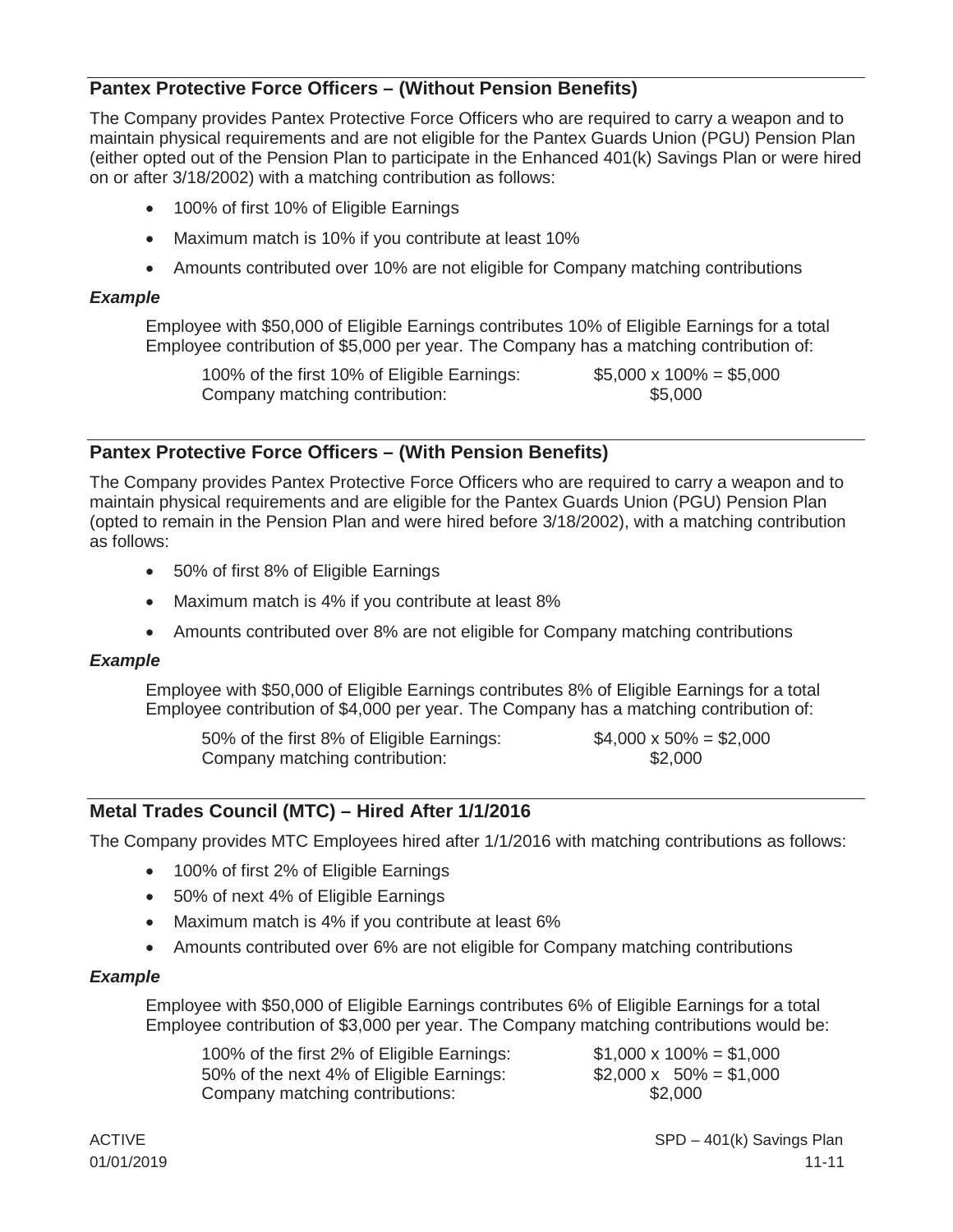## Pantex Protective Force Officers – (Without Pension Benefits)

The Company provides Pantex Protective Force Officers who are required to carry a weapon and to maintain physical requirements and are not eligible for the Pantex Guards Union (PGU) Pension Plan (either opted out of the Pension Plan to participate in the Enhanced 401(k) Savings Plan or were hired on or after 3/18/2002) with a matching contribution as follows:

- 100% of first 10% of Eligible Earnings
- Maximum match is 10% if you contribute at least 10%
- Amounts contributed over 10% are not eligible for Company matching contributions

### *Example*

Employee with $50,000 of Eligible Earnings contributes 10% of Eligible Earnings for a total Employee contribution of $5,000 per year. The Company has a matching contribution of:

| | |
|---|---|
| 100% of the first 10% of Eligible Earnings: | $5,000 x 100% = $5,000 |
| Company matching contribution: | $5,000 |

## Pantex Protective Force Officers – (With Pension Benefits)

The Company provides Pantex Protective Force Officers who are required to carry a weapon and to maintain physical requirements and are eligible for the Pantex Guards Union (PGU) Pension Plan (opted to remain in the Pension Plan and were hired before 3/18/2002), with a matching contribution as follows:

- 50% of first 8% of Eligible Earnings
- Maximum match is 4% if you contribute at least 8%
- Amounts contributed over 8% are not eligible for Company matching contributions

### *Example*

Employee with $50,000 of Eligible Earnings contributes 8% of Eligible Earnings for a total Employee contribution of $4,000 per year. The Company has a matching contribution of:

| | |
|---|---|
| 50% of the first 8% of Eligible Earnings: | $4,000 x 50% = $2,000 |
| Company matching contribution: | $2,000 |

## Metal Trades Council (MTC) – Hired After 1/1/2016

The Company provides MTC Employees hired after 1/1/2016 with matching contributions as follows:

- 100% of first 2% of Eligible Earnings
- 50% of next 4% of Eligible Earnings
- Maximum match is 4% if you contribute at least 6%
- Amounts contributed over 6% are not eligible for Company matching contributions

### *Example*

Employee with $50,000 of Eligible Earnings contributes 6% of Eligible Earnings for a total Employee contribution of $3,000 per year. The Company matching contributions would be:

| | |
|---|---|
| 100% of the first 2% of Eligible Earnings: | $1,000 x 100% = $1,000 |
| 50% of the next 4% of Eligible Earnings: | $2,000 x 50% = $1,000 |
| Company matching contributions: | $2,000 |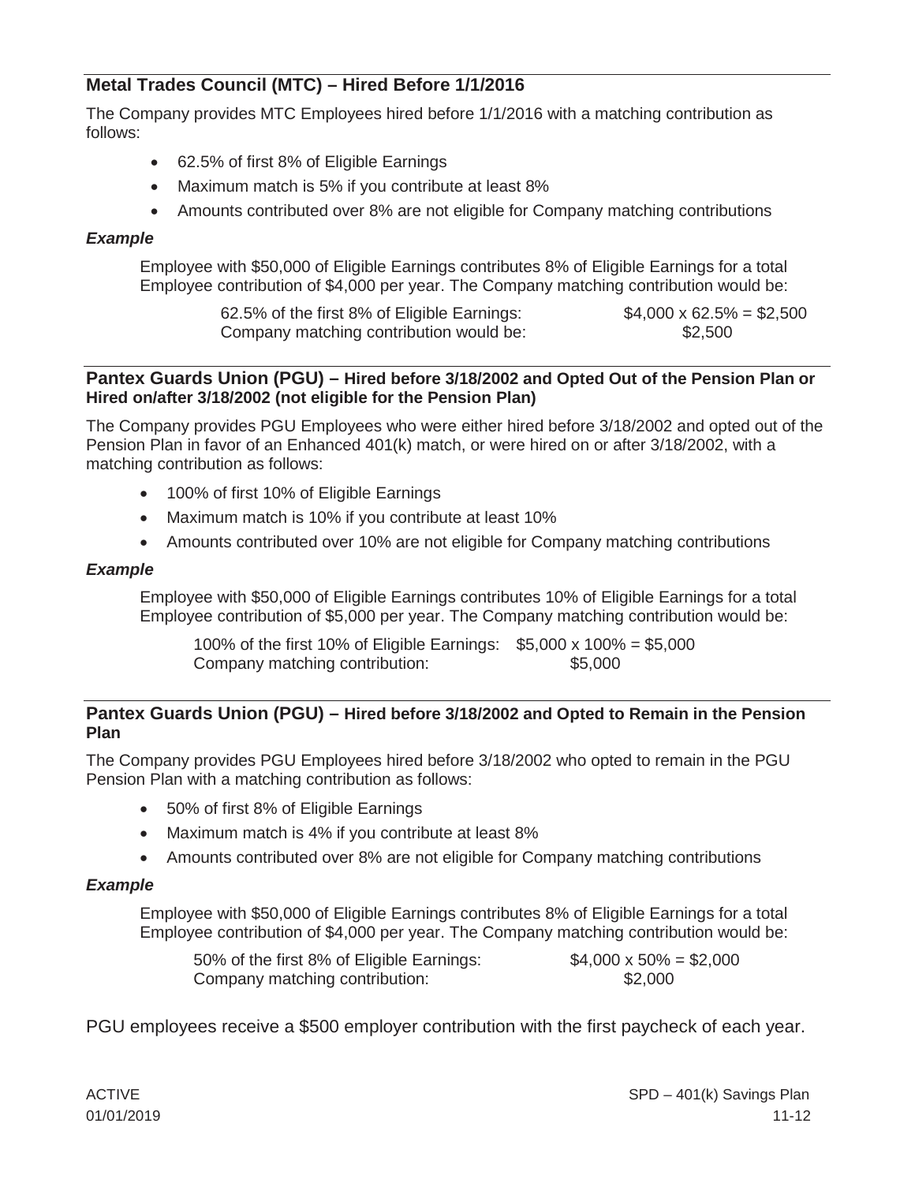## Metal Trades Council (MTC) – Hired Before 1/1/2016

The Company provides MTC Employees hired before 1/1/2016 with a matching contribution as follows:

- 62.5% of first 8% of Eligible Earnings
- Maximum match is 5% if you contribute at least 8%
- Amounts contributed over 8% are not eligible for Company matching contributions

***Example***

Employee with $50,000 of Eligible Earnings contributes 8% of Eligible Earnings for a total Employee contribution of $4,000 per year. The Company matching contribution would be:

| | |
|---|---|
| 62.5% of the first 8% of Eligible Earnings: | $4,000 x 62.5% = $2,500 |
| Company matching contribution would be: | $2,500 |

## Pantex Guards Union (PGU) – Hired before 3/18/2002 and Opted Out of the Pension Plan or Hired on/after 3/18/2002 (not eligible for the Pension Plan)

The Company provides PGU Employees who were either hired before 3/18/2002 and opted out of the Pension Plan in favor of an Enhanced 401(k) match, or were hired on or after 3/18/2002, with a matching contribution as follows:

- 100% of first 10% of Eligible Earnings
- Maximum match is 10% if you contribute at least 10%
- Amounts contributed over 10% are not eligible for Company matching contributions

***Example***

Employee with $50,000 of Eligible Earnings contributes 10% of Eligible Earnings for a total Employee contribution of $5,000 per year. The Company matching contribution would be:

| | |
|---|---|
| 100% of the first 10% of Eligible Earnings: | $5,000 x 100% = $5,000 |
| Company matching contribution: | $5,000 |

## Pantex Guards Union (PGU) – Hired before 3/18/2002 and Opted to Remain in the Pension Plan

The Company provides PGU Employees hired before 3/18/2002 who opted to remain in the PGU Pension Plan with a matching contribution as follows:

- 50% of first 8% of Eligible Earnings
- Maximum match is 4% if you contribute at least 8%
- Amounts contributed over 8% are not eligible for Company matching contributions

***Example***

Employee with $50,000 of Eligible Earnings contributes 8% of Eligible Earnings for a total Employee contribution of $4,000 per year. The Company matching contribution would be:

| | |
|---|---|
| 50% of the first 8% of Eligible Earnings: | $4,000 x 50% = $2,000 |
| Company matching contribution: | $2,000 |

PGU employees receive a $500 employer contribution with the first paycheck of each year.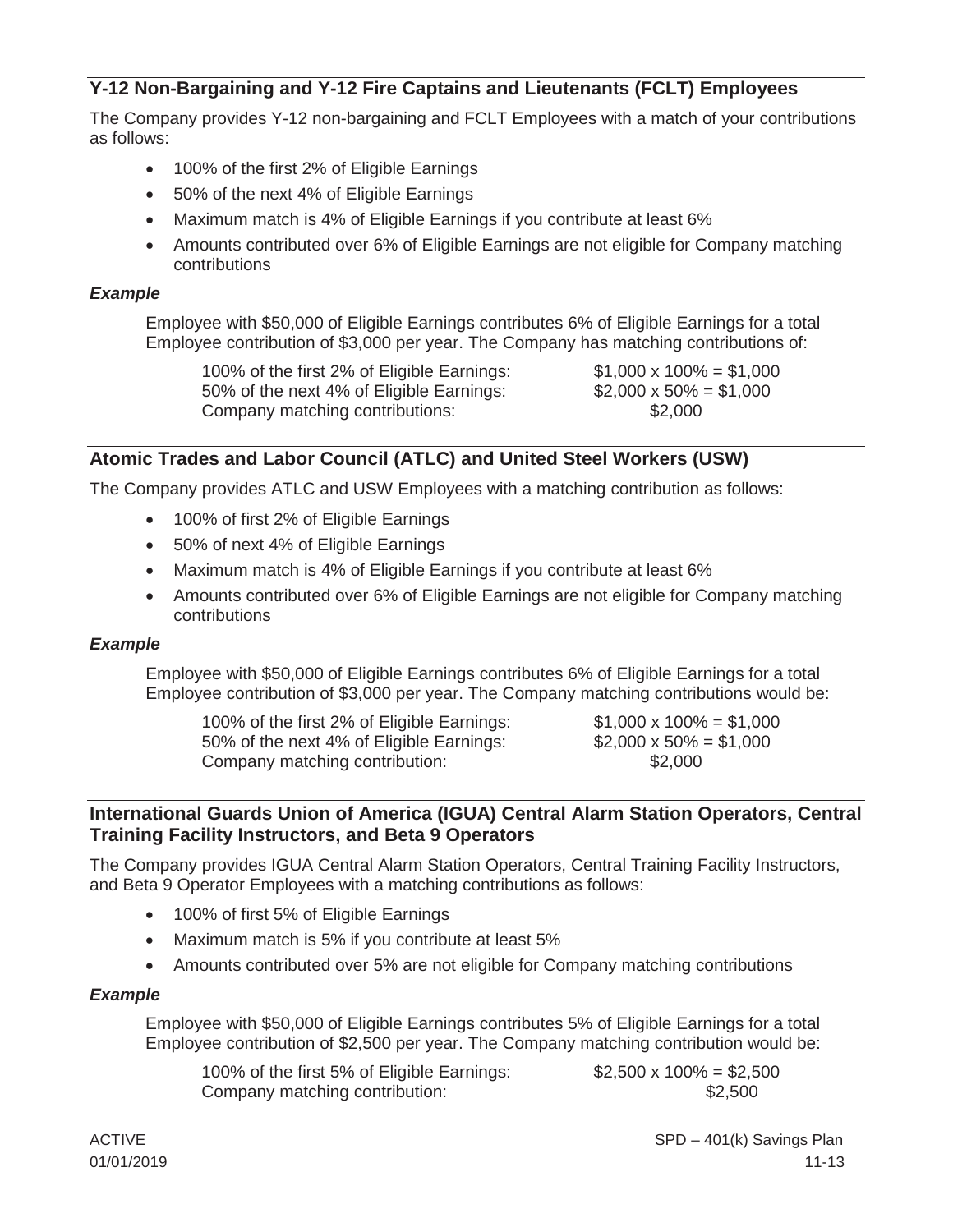## Y-12 Non-Bargaining and Y-12 Fire Captains and Lieutenants (FCLT) Employees

The Company provides Y-12 non-bargaining and FCLT Employees with a match of your contributions as follows:

- 100% of the first 2% of Eligible Earnings
- 50% of the next 4% of Eligible Earnings
- Maximum match is 4% of Eligible Earnings if you contribute at least 6%
- Amounts contributed over 6% of Eligible Earnings are not eligible for Company matching contributions

### *Example*

Employee with $50,000 of Eligible Earnings contributes 6% of Eligible Earnings for a total Employee contribution of $3,000 per year. The Company has matching contributions of:

| | |
|---|---|
| 100% of the first 2% of Eligible Earnings: | $1,000 x 100% = $1,000 |
| 50% of the next 4% of Eligible Earnings: | $2,000 x 50% = $1,000 |
| Company matching contributions: | $2,000 |

## Atomic Trades and Labor Council (ATLC) and United Steel Workers (USW)

The Company provides ATLC and USW Employees with a matching contribution as follows:

- 100% of first 2% of Eligible Earnings
- 50% of next 4% of Eligible Earnings
- Maximum match is 4% of Eligible Earnings if you contribute at least 6%
- Amounts contributed over 6% of Eligible Earnings are not eligible for Company matching contributions

### *Example*

Employee with $50,000 of Eligible Earnings contributes 6% of Eligible Earnings for a total Employee contribution of $3,000 per year. The Company matching contributions would be:

| | |
|---|---|
| 100% of the first 2% of Eligible Earnings: | $1,000 x 100% = $1,000 |
| 50% of the next 4% of Eligible Earnings: | $2,000 x 50% = $1,000 |
| Company matching contribution: | $2,000 |

## International Guards Union of America (IGUA) Central Alarm Station Operators, Central Training Facility Instructors, and Beta 9 Operators

The Company provides IGUA Central Alarm Station Operators, Central Training Facility Instructors, and Beta 9 Operator Employees with a matching contributions as follows:

- 100% of first 5% of Eligible Earnings
- Maximum match is 5% if you contribute at least 5%
- Amounts contributed over 5% are not eligible for Company matching contributions

### *Example*

Employee with $50,000 of Eligible Earnings contributes 5% of Eligible Earnings for a total Employee contribution of $2,500 per year. The Company matching contribution would be:

| | |
|---|---|
| 100% of the first 5% of Eligible Earnings: | $2,500 x 100% = $2,500 |
| Company matching contribution: | $2,500 |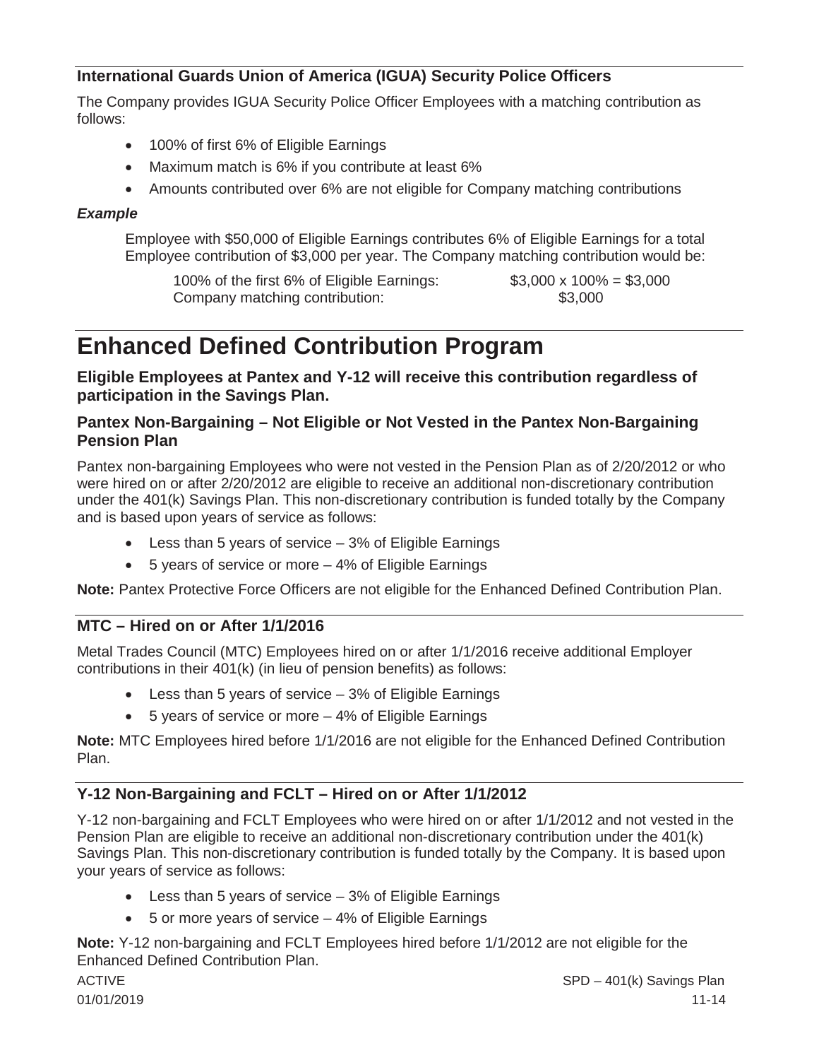### International Guards Union of America (IGUA) Security Police Officers

The Company provides IGUA Security Police Officer Employees with a matching contribution as follows:

- 100% of first 6% of Eligible Earnings
- Maximum match is 6% if you contribute at least 6%
- Amounts contributed over 6% are not eligible for Company matching contributions

***Example***

Employee with $50,000 of Eligible Earnings contributes 6% of Eligible Earnings for a total Employee contribution of $3,000 per year. The Company matching contribution would be:

| | |
|---|---|
| 100% of the first 6% of Eligible Earnings: | $3,000 x 100% = $3,000 |
| Company matching contribution: | $3,000 |

# Enhanced Defined Contribution Program

**Eligible Employees at Pantex and Y-12 will receive this contribution regardless of participation in the Savings Plan.**

### Pantex Non-Bargaining – Not Eligible or Not Vested in the Pantex Non-Bargaining Pension Plan

Pantex non-bargaining Employees who were not vested in the Pension Plan as of 2/20/2012 or who were hired on or after 2/20/2012 are eligible to receive an additional non-discretionary contribution under the 401(k) Savings Plan. This non-discretionary contribution is funded totally by the Company and is based upon years of service as follows:

- Less than 5 years of service – 3% of Eligible Earnings
- 5 years of service or more – 4% of Eligible Earnings

**Note:** Pantex Protective Force Officers are not eligible for the Enhanced Defined Contribution Plan.

### MTC – Hired on or After 1/1/2016

Metal Trades Council (MTC) Employees hired on or after 1/1/2016 receive additional Employer contributions in their 401(k) (in lieu of pension benefits) as follows:

- Less than 5 years of service – 3% of Eligible Earnings
- 5 years of service or more – 4% of Eligible Earnings

**Note:** MTC Employees hired before 1/1/2016 are not eligible for the Enhanced Defined Contribution Plan.

### Y-12 Non-Bargaining and FCLT – Hired on or After 1/1/2012

Y-12 non-bargaining and FCLT Employees who were hired on or after 1/1/2012 and not vested in the Pension Plan are eligible to receive an additional non-discretionary contribution under the 401(k) Savings Plan. This non-discretionary contribution is funded totally by the Company. It is based upon your years of service as follows:

- Less than 5 years of service – 3% of Eligible Earnings
- 5 or more years of service – 4% of Eligible Earnings

**Note:** Y-12 non-bargaining and FCLT Employees hired before 1/1/2012 are not eligible for the Enhanced Defined Contribution Plan.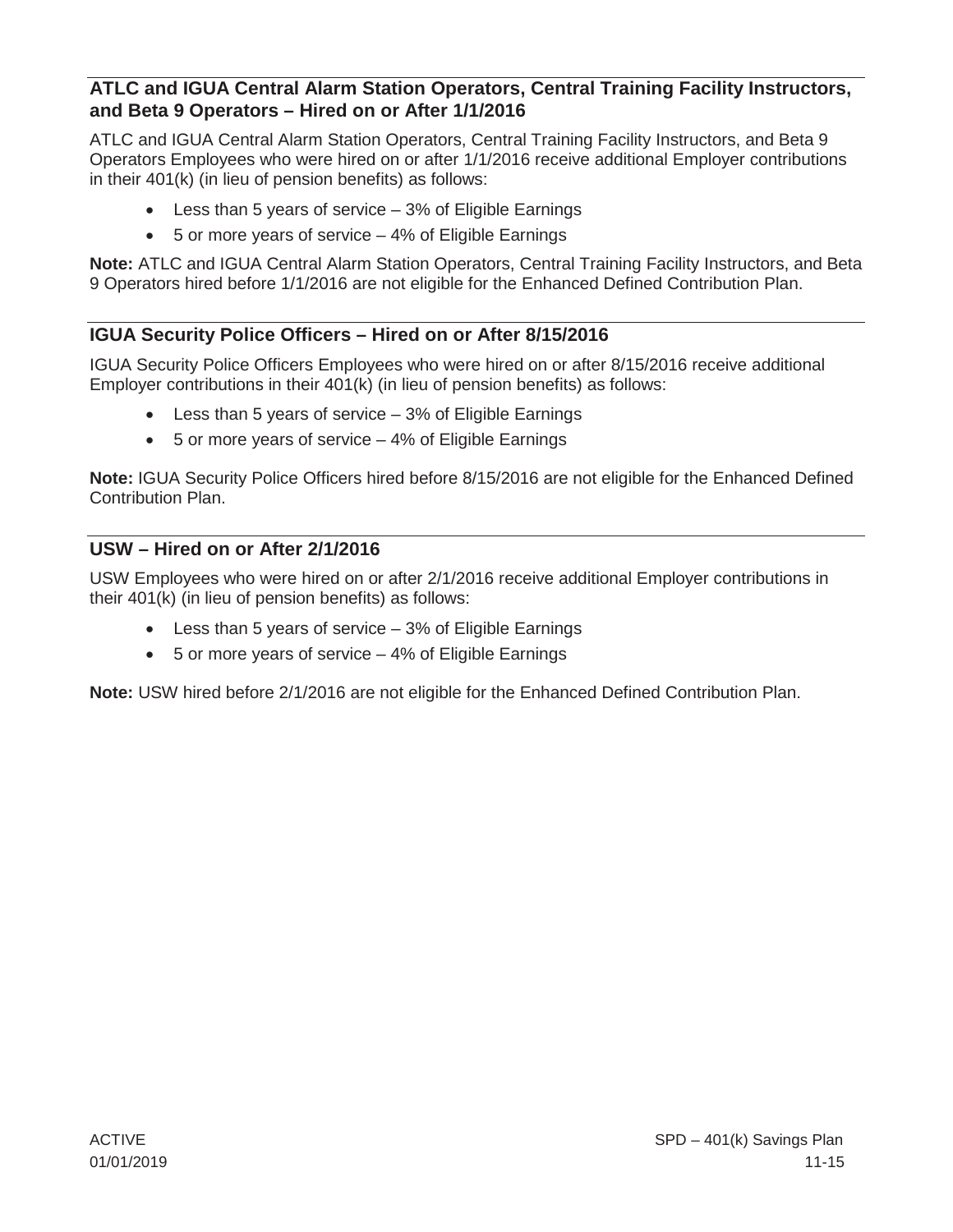## ATLC and IGUA Central Alarm Station Operators, Central Training Facility Instructors, and Beta 9 Operators – Hired on or After 1/1/2016

ATLC and IGUA Central Alarm Station Operators, Central Training Facility Instructors, and Beta 9 Operators Employees who were hired on or after 1/1/2016 receive additional Employer contributions in their 401(k) (in lieu of pension benefits) as follows:

- Less than 5 years of service – 3% of Eligible Earnings
- 5 or more years of service – 4% of Eligible Earnings

**Note:** ATLC and IGUA Central Alarm Station Operators, Central Training Facility Instructors, and Beta 9 Operators hired before 1/1/2016 are not eligible for the Enhanced Defined Contribution Plan.

## IGUA Security Police Officers – Hired on or After 8/15/2016

IGUA Security Police Officers Employees who were hired on or after 8/15/2016 receive additional Employer contributions in their 401(k) (in lieu of pension benefits) as follows:

- Less than 5 years of service – 3% of Eligible Earnings
- 5 or more years of service – 4% of Eligible Earnings

**Note:** IGUA Security Police Officers hired before 8/15/2016 are not eligible for the Enhanced Defined Contribution Plan.

## USW – Hired on or After 2/1/2016

USW Employees who were hired on or after 2/1/2016 receive additional Employer contributions in their 401(k) (in lieu of pension benefits) as follows:

- Less than 5 years of service – 3% of Eligible Earnings
- 5 or more years of service – 4% of Eligible Earnings

**Note:** USW hired before 2/1/2016 are not eligible for the Enhanced Defined Contribution Plan.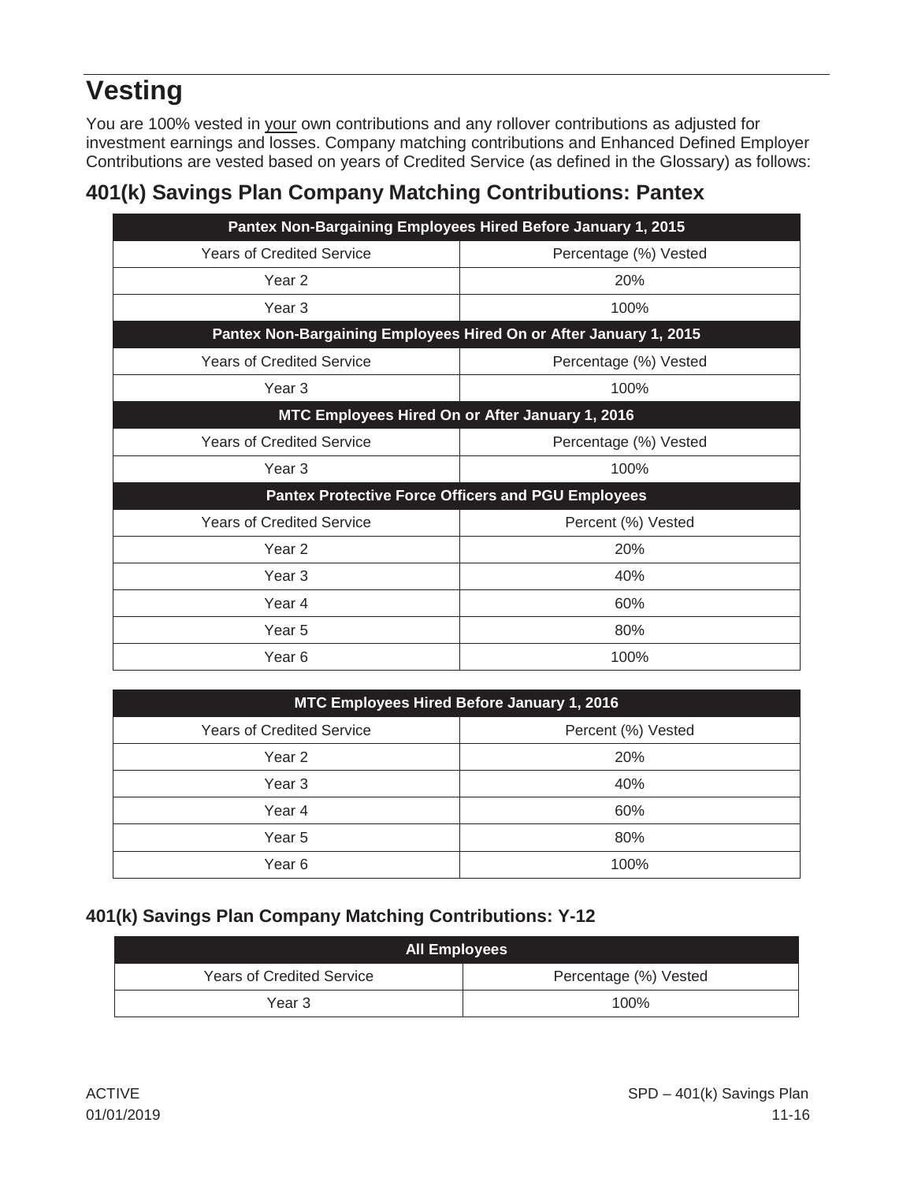# Vesting

You are 100% vested in your own contributions and any rollover contributions as adjusted for investment earnings and losses. Company matching contributions and Enhanced Defined Employer Contributions are vested based on years of Credited Service (as defined in the Glossary) as follows:

## 401(k) Savings Plan Company Matching Contributions: Pantex

| Pantex Non-Bargaining Employees Hired Before January 1, 2015 | |
|---|---|
| Years of Credited Service | Percentage (%) Vested |
| Year 2 | 20% |
| Year 3 | 100% |
| **Pantex Non-Bargaining Employees Hired On or After January 1, 2015** | |
| Years of Credited Service | Percentage (%) Vested |
| Year 3 | 100% |
| **MTC Employees Hired On or After January 1, 2016** | |
| Years of Credited Service | Percentage (%) Vested |
| Year 3 | 100% |
| **Pantex Protective Force Officers and PGU Employees** | |
| Years of Credited Service | Percent (%) Vested |
| Year 2 | 20% |
| Year 3 | 40% |
| Year 4 | 60% |
| Year 5 | 80% |
| Year 6 | 100% |

| MTC Employees Hired Before January 1, 2016 | |
|---|---|
| Years of Credited Service | Percent (%) Vested |
| Year 2 | 20% |
| Year 3 | 40% |
| Year 4 | 60% |
| Year 5 | 80% |
| Year 6 | 100% |

### 401(k) Savings Plan Company Matching Contributions: Y-12

| All Employees | |
|---|---|
| Years of Credited Service | Percentage (%) Vested |
| Year 3 | 100% |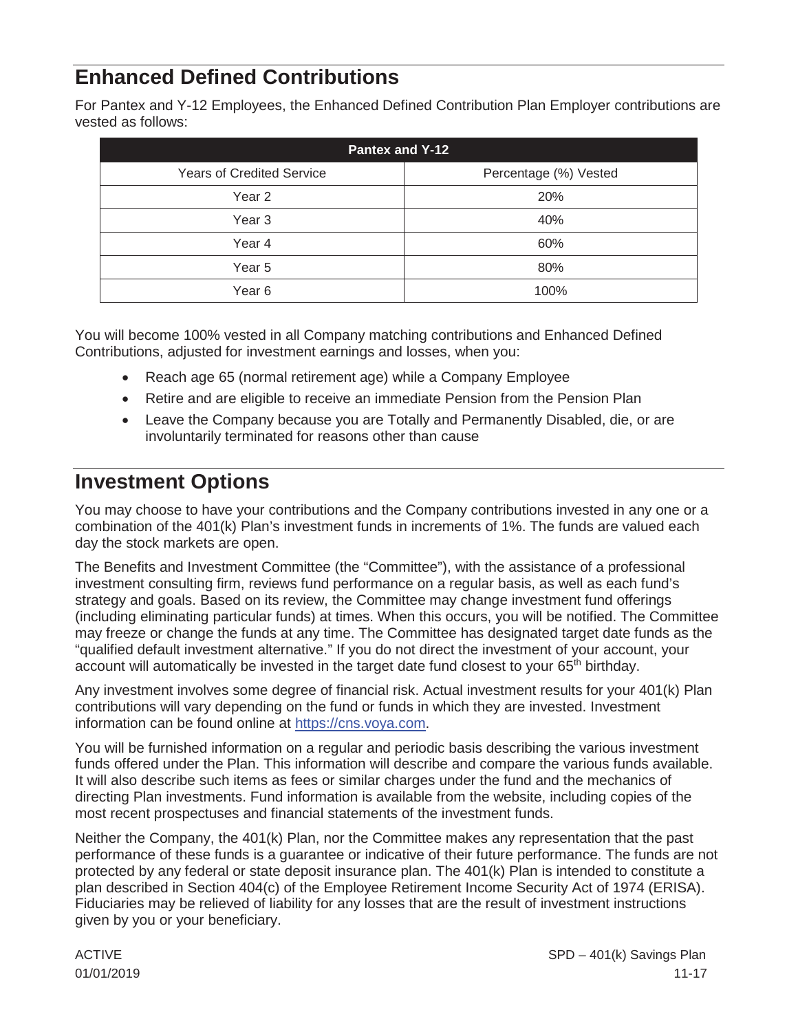## Enhanced Defined Contributions

For Pantex and Y-12 Employees, the Enhanced Defined Contribution Plan Employer contributions are vested as follows:

| Pantex and Y-12 | |
|---|---|
| Years of Credited Service | Percentage (%) Vested |
| Year 2 | 20% |
| Year 3 | 40% |
| Year 4 | 60% |
| Year 5 | 80% |
| Year 6 | 100% |

You will become 100% vested in all Company matching contributions and Enhanced Defined Contributions, adjusted for investment earnings and losses, when you:

- Reach age 65 (normal retirement age) while a Company Employee
- Retire and are eligible to receive an immediate Pension from the Pension Plan
- Leave the Company because you are Totally and Permanently Disabled, die, or are involuntarily terminated for reasons other than cause

## Investment Options

You may choose to have your contributions and the Company contributions invested in any one or a combination of the 401(k) Plan's investment funds in increments of 1%. The funds are valued each day the stock markets are open.

The Benefits and Investment Committee (the "Committee"), with the assistance of a professional investment consulting firm, reviews fund performance on a regular basis, as well as each fund's strategy and goals. Based on its review, the Committee may change investment fund offerings (including eliminating particular funds) at times. When this occurs, you will be notified. The Committee may freeze or change the funds at any time. The Committee has designated target date funds as the "qualified default investment alternative." If you do not direct the investment of your account, your account will automatically be invested in the target date fund closest to your 65th birthday.

Any investment involves some degree of financial risk. Actual investment results for your 401(k) Plan contributions will vary depending on the fund or funds in which they are invested. Investment information can be found online at https://cns.voya.com.

You will be furnished information on a regular and periodic basis describing the various investment funds offered under the Plan. This information will describe and compare the various funds available. It will also describe such items as fees or similar charges under the fund and the mechanics of directing Plan investments. Fund information is available from the website, including copies of the most recent prospectuses and financial statements of the investment funds.

Neither the Company, the 401(k) Plan, nor the Committee makes any representation that the past performance of these funds is a guarantee or indicative of their future performance. The funds are not protected by any federal or state deposit insurance plan. The 401(k) Plan is intended to constitute a plan described in Section 404(c) of the Employee Retirement Income Security Act of 1974 (ERISA). Fiduciaries may be relieved of liability for any losses that are the result of investment instructions given by you or your beneficiary.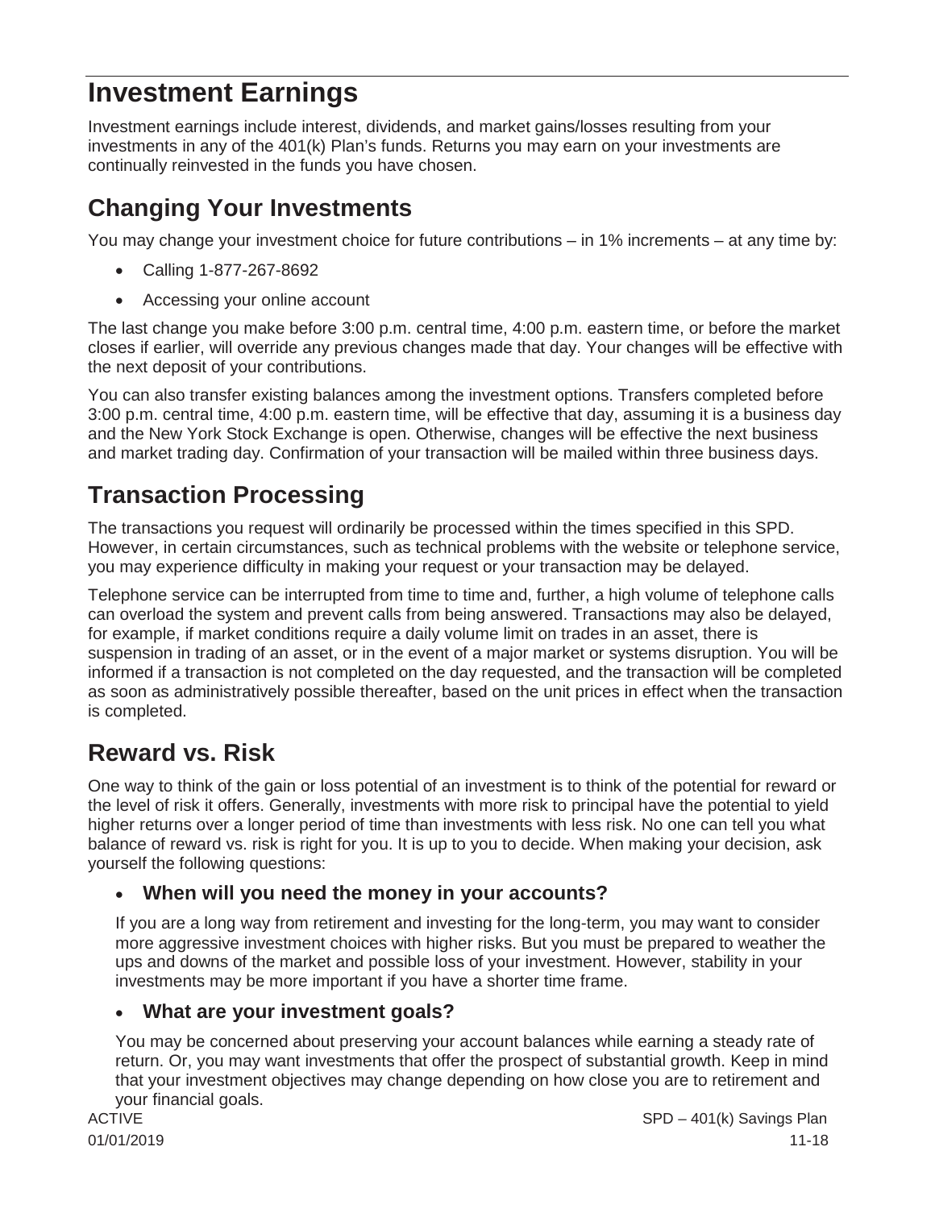# Investment Earnings

Investment earnings include interest, dividends, and market gains/losses resulting from your investments in any of the 401(k) Plan's funds. Returns you may earn on your investments are continually reinvested in the funds you have chosen.

## Changing Your Investments

You may change your investment choice for future contributions – in 1% increments – at any time by:

- Calling 1-877-267-8692
- Accessing your online account

The last change you make before 3:00 p.m. central time, 4:00 p.m. eastern time, or before the market closes if earlier, will override any previous changes made that day. Your changes will be effective with the next deposit of your contributions.

You can also transfer existing balances among the investment options. Transfers completed before 3:00 p.m. central time, 4:00 p.m. eastern time, will be effective that day, assuming it is a business day and the New York Stock Exchange is open. Otherwise, changes will be effective the next business and market trading day. Confirmation of your transaction will be mailed within three business days.

## Transaction Processing

The transactions you request will ordinarily be processed within the times specified in this SPD. However, in certain circumstances, such as technical problems with the website or telephone service, you may experience difficulty in making your request or your transaction may be delayed.

Telephone service can be interrupted from time to time and, further, a high volume of telephone calls can overload the system and prevent calls from being answered. Transactions may also be delayed, for example, if market conditions require a daily volume limit on trades in an asset, there is suspension in trading of an asset, or in the event of a major market or systems disruption. You will be informed if a transaction is not completed on the day requested, and the transaction will be completed as soon as administratively possible thereafter, based on the unit prices in effect when the transaction is completed.

## Reward vs. Risk

One way to think of the gain or loss potential of an investment is to think of the potential for reward or the level of risk it offers. Generally, investments with more risk to principal have the potential to yield higher returns over a longer period of time than investments with less risk. No one can tell you what balance of reward vs. risk is right for you. It is up to you to decide. When making your decision, ask yourself the following questions:

- **When will you need the money in your accounts?**

  If you are a long way from retirement and investing for the long-term, you may want to consider more aggressive investment choices with higher risks. But you must be prepared to weather the ups and downs of the market and possible loss of your investment. However, stability in your investments may be more important if you have a shorter time frame.

- **What are your investment goals?**

  You may be concerned about preserving your account balances while earning a steady rate of return. Or, you may want investments that offer the prospect of substantial growth. Keep in mind that your investment objectives may change depending on how close you are to retirement and your financial goals.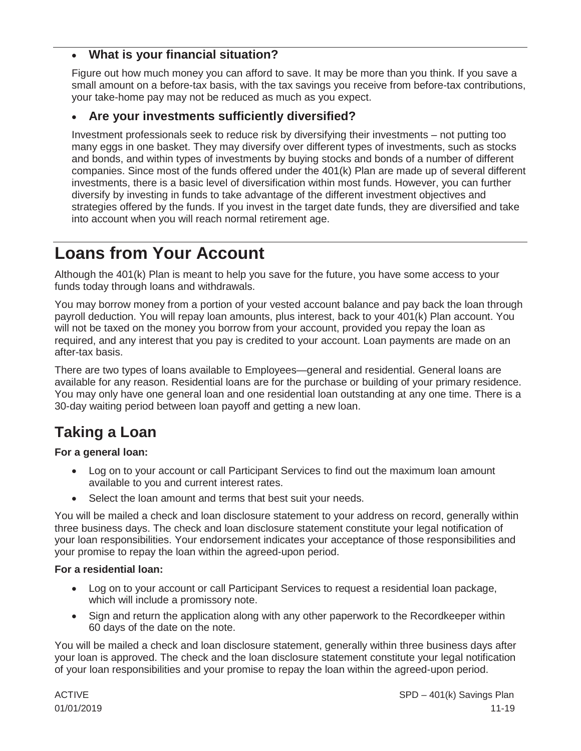- **What is your financial situation?**

  Figure out how much money you can afford to save. It may be more than you think. If you save a small amount on a before-tax basis, with the tax savings you receive from before-tax contributions, your take-home pay may not be reduced as much as you expect.

- **Are your investments sufficiently diversified?**

  Investment professionals seek to reduce risk by diversifying their investments – not putting too many eggs in one basket. They may diversify over different types of investments, such as stocks and bonds, and within types of investments by buying stocks and bonds of a number of different companies. Since most of the funds offered under the 401(k) Plan are made up of several different investments, there is a basic level of diversification within most funds. However, you can further diversify by investing in funds to take advantage of the different investment objectives and strategies offered by the funds. If you invest in the target date funds, they are diversified and take into account when you will reach normal retirement age.

# Loans from Your Account

Although the 401(k) Plan is meant to help you save for the future, you have some access to your funds today through loans and withdrawals.

You may borrow money from a portion of your vested account balance and pay back the loan through payroll deduction. You will repay loan amounts, plus interest, back to your 401(k) Plan account. You will not be taxed on the money you borrow from your account, provided you repay the loan as required, and any interest that you pay is credited to your account. Loan payments are made on an after-tax basis.

There are two types of loans available to Employees—general and residential. General loans are available for any reason. Residential loans are for the purchase or building of your primary residence. You may only have one general loan and one residential loan outstanding at any one time. There is a 30-day waiting period between loan payoff and getting a new loan.

## Taking a Loan

**For a general loan:**

- Log on to your account or call Participant Services to find out the maximum loan amount available to you and current interest rates.
- Select the loan amount and terms that best suit your needs.

You will be mailed a check and loan disclosure statement to your address on record, generally within three business days. The check and loan disclosure statement constitute your legal notification of your loan responsibilities. Your endorsement indicates your acceptance of those responsibilities and your promise to repay the loan within the agreed-upon period.

**For a residential loan:**

- Log on to your account or call Participant Services to request a residential loan package, which will include a promissory note.
- Sign and return the application along with any other paperwork to the Recordkeeper within 60 days of the date on the note.

You will be mailed a check and loan disclosure statement, generally within three business days after your loan is approved. The check and the loan disclosure statement constitute your legal notification of your loan responsibilities and your promise to repay the loan within the agreed-upon period.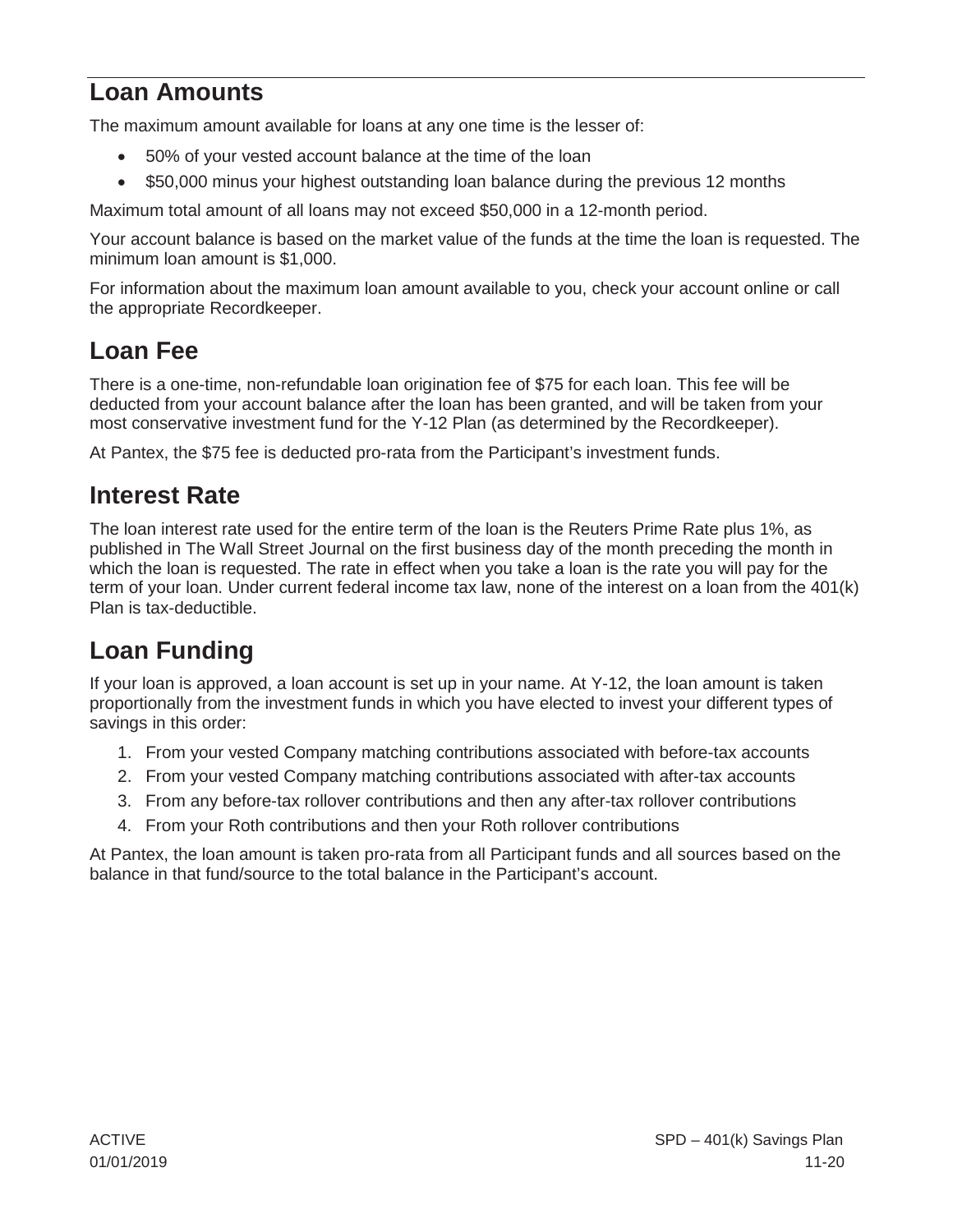## Loan Amounts

The maximum amount available for loans at any one time is the lesser of:

- 50% of your vested account balance at the time of the loan
- $50,000 minus your highest outstanding loan balance during the previous 12 months

Maximum total amount of all loans may not exceed $50,000 in a 12-month period.

Your account balance is based on the market value of the funds at the time the loan is requested. The minimum loan amount is $1,000.

For information about the maximum loan amount available to you, check your account online or call the appropriate Recordkeeper.

## Loan Fee

There is a one-time, non-refundable loan origination fee of $75 for each loan. This fee will be deducted from your account balance after the loan has been granted, and will be taken from your most conservative investment fund for the Y-12 Plan (as determined by the Recordkeeper).

At Pantex, the $75 fee is deducted pro-rata from the Participant's investment funds.

## Interest Rate

The loan interest rate used for the entire term of the loan is the Reuters Prime Rate plus 1%, as published in The Wall Street Journal on the first business day of the month preceding the month in which the loan is requested. The rate in effect when you take a loan is the rate you will pay for the term of your loan. Under current federal income tax law, none of the interest on a loan from the 401(k) Plan is tax-deductible.

## Loan Funding

If your loan is approved, a loan account is set up in your name. At Y-12, the loan amount is taken proportionally from the investment funds in which you have elected to invest your different types of savings in this order:

1. From your vested Company matching contributions associated with before-tax accounts
2. From your vested Company matching contributions associated with after-tax accounts
3. From any before-tax rollover contributions and then any after-tax rollover contributions
4. From your Roth contributions and then your Roth rollover contributions

At Pantex, the loan amount is taken pro-rata from all Participant funds and all sources based on the balance in that fund/source to the total balance in the Participant's account.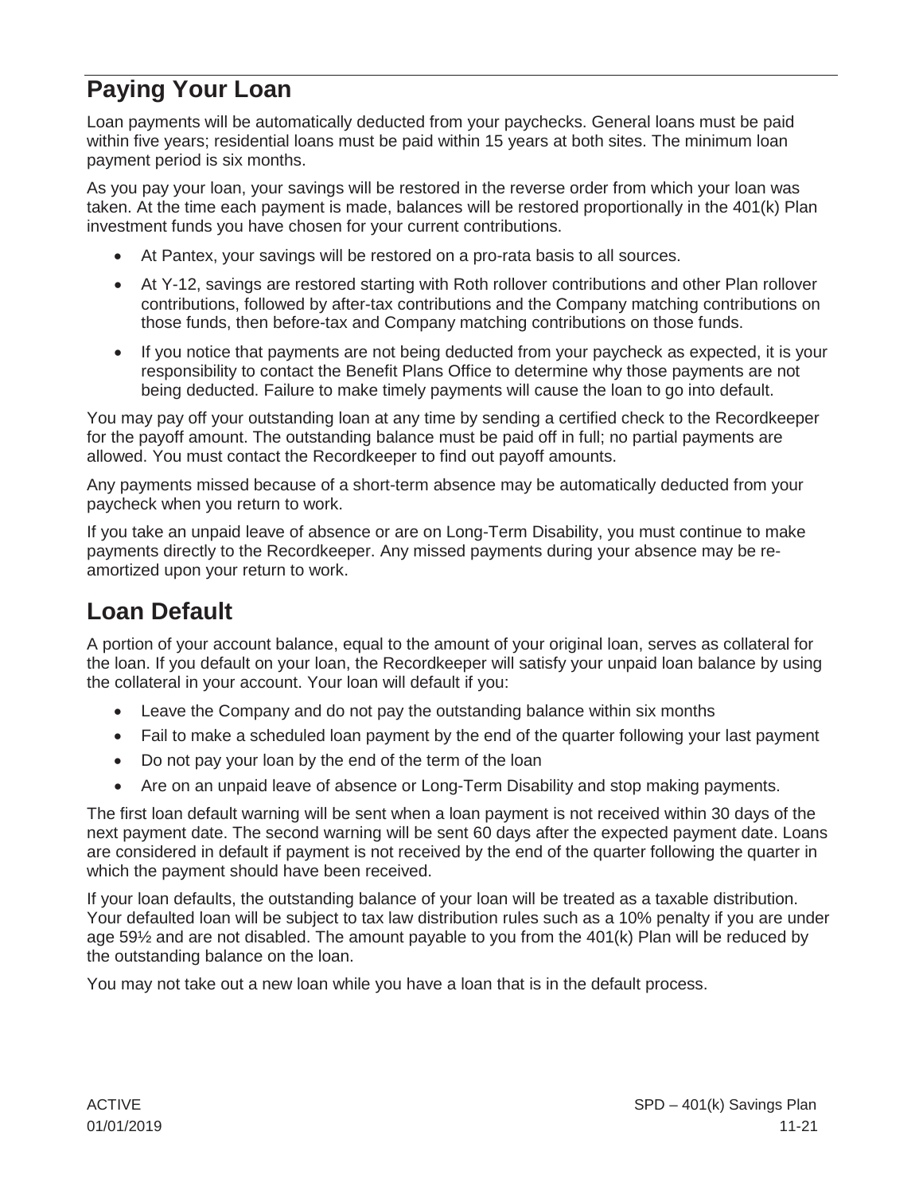## Paying Your Loan

Loan payments will be automatically deducted from your paychecks. General loans must be paid within five years; residential loans must be paid within 15 years at both sites. The minimum loan payment period is six months.

As you pay your loan, your savings will be restored in the reverse order from which your loan was taken. At the time each payment is made, balances will be restored proportionally in the 401(k) Plan investment funds you have chosen for your current contributions.

- At Pantex, your savings will be restored on a pro-rata basis to all sources.
- At Y-12, savings are restored starting with Roth rollover contributions and other Plan rollover contributions, followed by after-tax contributions and the Company matching contributions on those funds, then before-tax and Company matching contributions on those funds.
- If you notice that payments are not being deducted from your paycheck as expected, it is your responsibility to contact the Benefit Plans Office to determine why those payments are not being deducted. Failure to make timely payments will cause the loan to go into default.

You may pay off your outstanding loan at any time by sending a certified check to the Recordkeeper for the payoff amount. The outstanding balance must be paid off in full; no partial payments are allowed. You must contact the Recordkeeper to find out payoff amounts.

Any payments missed because of a short-term absence may be automatically deducted from your paycheck when you return to work.

If you take an unpaid leave of absence or are on Long-Term Disability, you must continue to make payments directly to the Recordkeeper. Any missed payments during your absence may be re-amortized upon your return to work.

## Loan Default

A portion of your account balance, equal to the amount of your original loan, serves as collateral for the loan. If you default on your loan, the Recordkeeper will satisfy your unpaid loan balance by using the collateral in your account. Your loan will default if you:

- Leave the Company and do not pay the outstanding balance within six months
- Fail to make a scheduled loan payment by the end of the quarter following your last payment
- Do not pay your loan by the end of the term of the loan
- Are on an unpaid leave of absence or Long-Term Disability and stop making payments.

The first loan default warning will be sent when a loan payment is not received within 30 days of the next payment date. The second warning will be sent 60 days after the expected payment date. Loans are considered in default if payment is not received by the end of the quarter following the quarter in which the payment should have been received.

If your loan defaults, the outstanding balance of your loan will be treated as a taxable distribution. Your defaulted loan will be subject to tax law distribution rules such as a 10% penalty if you are under age 59½ and are not disabled. The amount payable to you from the 401(k) Plan will be reduced by the outstanding balance on the loan.

You may not take out a new loan while you have a loan that is in the default process.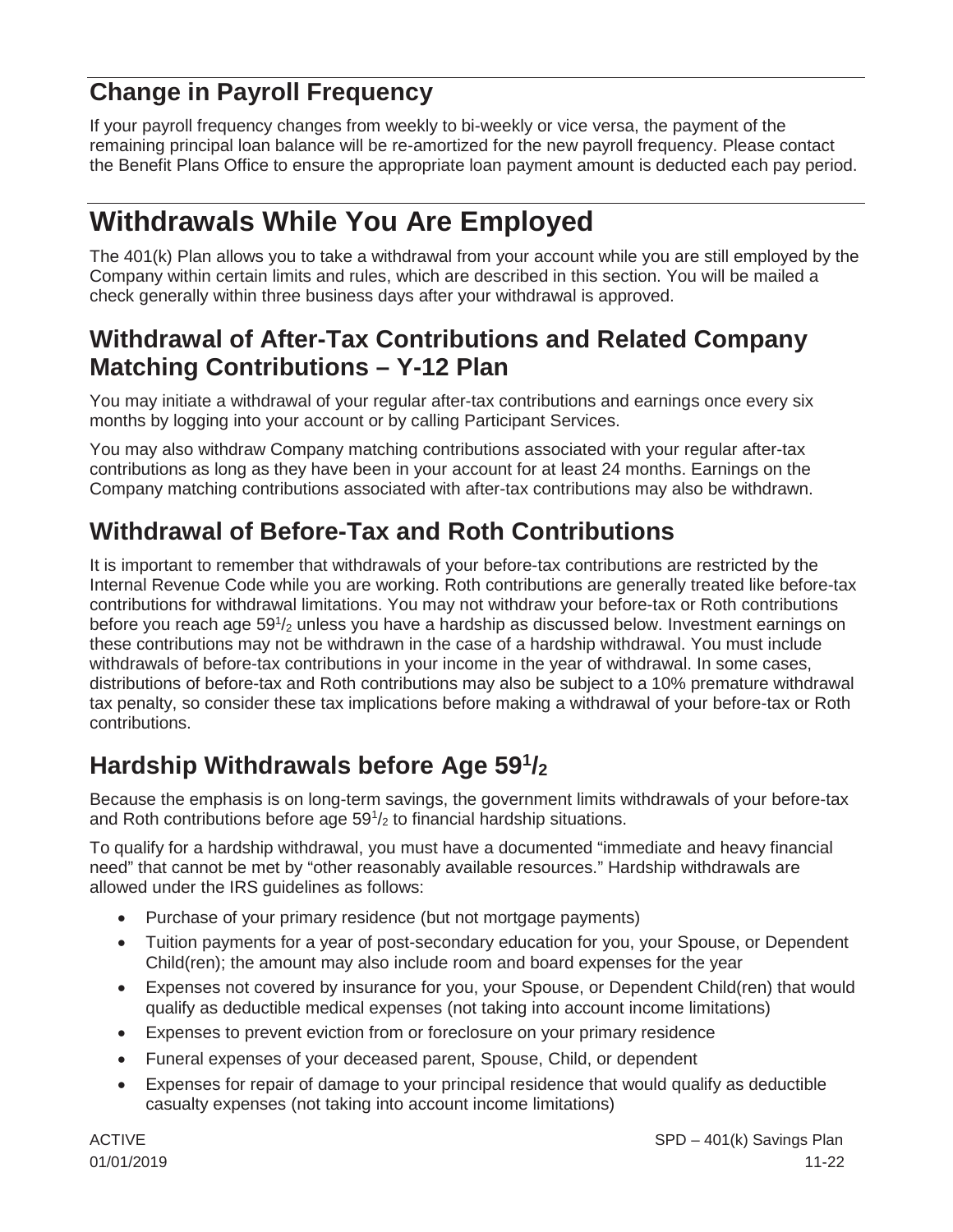## Change in Payroll Frequency

If your payroll frequency changes from weekly to bi-weekly or vice versa, the payment of the remaining principal loan balance will be re-amortized for the new payroll frequency. Please contact the Benefit Plans Office to ensure the appropriate loan payment amount is deducted each pay period.

# Withdrawals While You Are Employed

The 401(k) Plan allows you to take a withdrawal from your account while you are still employed by the Company within certain limits and rules, which are described in this section. You will be mailed a check generally within three business days after your withdrawal is approved.

## Withdrawal of After-Tax Contributions and Related Company Matching Contributions – Y-12 Plan

You may initiate a withdrawal of your regular after-tax contributions and earnings once every six months by logging into your account or by calling Participant Services.

You may also withdraw Company matching contributions associated with your regular after-tax contributions as long as they have been in your account for at least 24 months. Earnings on the Company matching contributions associated with after-tax contributions may also be withdrawn.

## Withdrawal of Before-Tax and Roth Contributions

It is important to remember that withdrawals of your before-tax contributions are restricted by the Internal Revenue Code while you are working. Roth contributions are generally treated like before-tax contributions for withdrawal limitations. You may not withdraw your before-tax or Roth contributions before you reach age 59½ unless you have a hardship as discussed below. Investment earnings on these contributions may not be withdrawn in the case of a hardship withdrawal. You must include withdrawals of before-tax contributions in your income in the year of withdrawal. In some cases, distributions of before-tax and Roth contributions may also be subject to a 10% premature withdrawal tax penalty, so consider these tax implications before making a withdrawal of your before-tax or Roth contributions.

## Hardship Withdrawals before Age 59½

Because the emphasis is on long-term savings, the government limits withdrawals of your before-tax and Roth contributions before age 59½ to financial hardship situations.

To qualify for a hardship withdrawal, you must have a documented "immediate and heavy financial need" that cannot be met by "other reasonably available resources." Hardship withdrawals are allowed under the IRS guidelines as follows:

- Purchase of your primary residence (but not mortgage payments)
- Tuition payments for a year of post-secondary education for you, your Spouse, or Dependent Child(ren); the amount may also include room and board expenses for the year
- Expenses not covered by insurance for you, your Spouse, or Dependent Child(ren) that would qualify as deductible medical expenses (not taking into account income limitations)
- Expenses to prevent eviction from or foreclosure on your primary residence
- Funeral expenses of your deceased parent, Spouse, Child, or dependent
- Expenses for repair of damage to your principal residence that would qualify as deductible casualty expenses (not taking into account income limitations)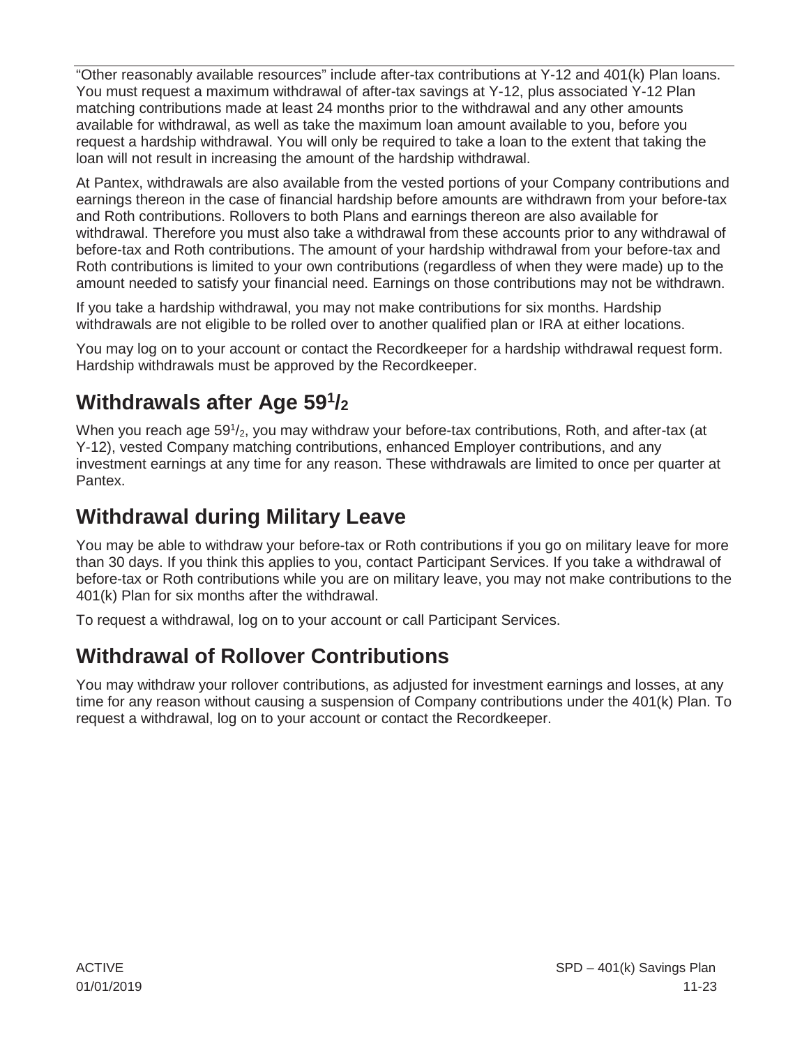"Other reasonably available resources" include after-tax contributions at Y-12 and 401(k) Plan loans. You must request a maximum withdrawal of after-tax savings at Y-12, plus associated Y-12 Plan matching contributions made at least 24 months prior to the withdrawal and any other amounts available for withdrawal, as well as take the maximum loan amount available to you, before you request a hardship withdrawal. You will only be required to take a loan to the extent that taking the loan will not result in increasing the amount of the hardship withdrawal.

At Pantex, withdrawals are also available from the vested portions of your Company contributions and earnings thereon in the case of financial hardship before amounts are withdrawn from your before-tax and Roth contributions. Rollovers to both Plans and earnings thereon are also available for withdrawal. Therefore you must also take a withdrawal from these accounts prior to any withdrawal of before-tax and Roth contributions. The amount of your hardship withdrawal from your before-tax and Roth contributions is limited to your own contributions (regardless of when they were made) up to the amount needed to satisfy your financial need. Earnings on those contributions may not be withdrawn.

If you take a hardship withdrawal, you may not make contributions for six months. Hardship withdrawals are not eligible to be rolled over to another qualified plan or IRA at either locations.

You may log on to your account or contact the Recordkeeper for a hardship withdrawal request form. Hardship withdrawals must be approved by the Recordkeeper.

## Withdrawals after Age 59½

When you reach age 59½, you may withdraw your before-tax contributions, Roth, and after-tax (at Y-12), vested Company matching contributions, enhanced Employer contributions, and any investment earnings at any time for any reason. These withdrawals are limited to once per quarter at Pantex.

## Withdrawal during Military Leave

You may be able to withdraw your before-tax or Roth contributions if you go on military leave for more than 30 days. If you think this applies to you, contact Participant Services. If you take a withdrawal of before-tax or Roth contributions while you are on military leave, you may not make contributions to the 401(k) Plan for six months after the withdrawal.

To request a withdrawal, log on to your account or call Participant Services.

## Withdrawal of Rollover Contributions

You may withdraw your rollover contributions, as adjusted for investment earnings and losses, at any time for any reason without causing a suspension of Company contributions under the 401(k) Plan. To request a withdrawal, log on to your account or contact the Recordkeeper.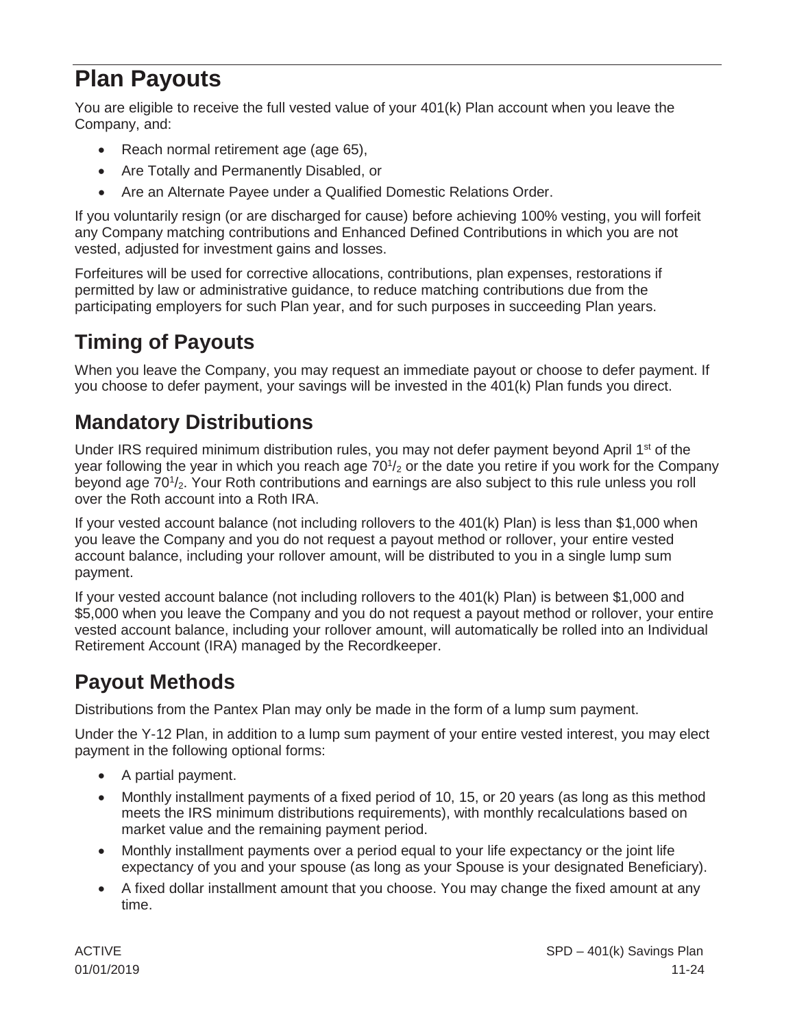# Plan Payouts

You are eligible to receive the full vested value of your 401(k) Plan account when you leave the Company, and:

- Reach normal retirement age (age 65),
- Are Totally and Permanently Disabled, or
- Are an Alternate Payee under a Qualified Domestic Relations Order.

If you voluntarily resign (or are discharged for cause) before achieving 100% vesting, you will forfeit any Company matching contributions and Enhanced Defined Contributions in which you are not vested, adjusted for investment gains and losses.

Forfeitures will be used for corrective allocations, contributions, plan expenses, restorations if permitted by law or administrative guidance, to reduce matching contributions due from the participating employers for such Plan year, and for such purposes in succeeding Plan years.

## Timing of Payouts

When you leave the Company, you may request an immediate payout or choose to defer payment. If you choose to defer payment, your savings will be invested in the 401(k) Plan funds you direct.

## Mandatory Distributions

Under IRS required minimum distribution rules, you may not defer payment beyond April 1st of the year following the year in which you reach age 70½ or the date you retire if you work for the Company beyond age 70½. Your Roth contributions and earnings are also subject to this rule unless you roll over the Roth account into a Roth IRA.

If your vested account balance (not including rollovers to the 401(k) Plan) is less than $1,000 when you leave the Company and you do not request a payout method or rollover, your entire vested account balance, including your rollover amount, will be distributed to you in a single lump sum payment.

If your vested account balance (not including rollovers to the 401(k) Plan) is between $1,000 and $5,000 when you leave the Company and you do not request a payout method or rollover, your entire vested account balance, including your rollover amount, will automatically be rolled into an Individual Retirement Account (IRA) managed by the Recordkeeper.

## Payout Methods

Distributions from the Pantex Plan may only be made in the form of a lump sum payment.

Under the Y-12 Plan, in addition to a lump sum payment of your entire vested interest, you may elect payment in the following optional forms:

- A partial payment.
- Monthly installment payments of a fixed period of 10, 15, or 20 years (as long as this method meets the IRS minimum distributions requirements), with monthly recalculations based on market value and the remaining payment period.
- Monthly installment payments over a period equal to your life expectancy or the joint life expectancy of you and your spouse (as long as your Spouse is your designated Beneficiary).
- A fixed dollar installment amount that you choose. You may change the fixed amount at any time.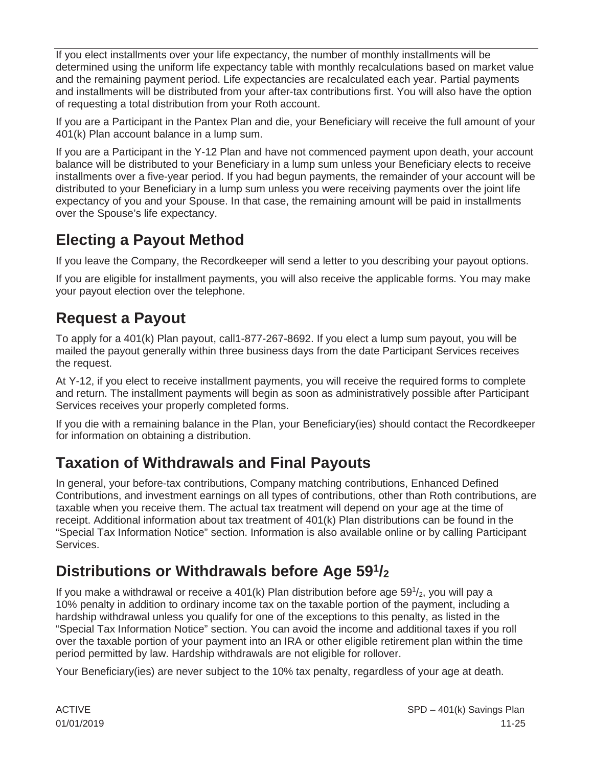If you elect installments over your life expectancy, the number of monthly installments will be determined using the uniform life expectancy table with monthly recalculations based on market value and the remaining payment period. Life expectancies are recalculated each year. Partial payments and installments will be distributed from your after-tax contributions first. You will also have the option of requesting a total distribution from your Roth account.

If you are a Participant in the Pantex Plan and die, your Beneficiary will receive the full amount of your 401(k) Plan account balance in a lump sum.

If you are a Participant in the Y-12 Plan and have not commenced payment upon death, your account balance will be distributed to your Beneficiary in a lump sum unless your Beneficiary elects to receive installments over a five-year period. If you had begun payments, the remainder of your account will be distributed to your Beneficiary in a lump sum unless you were receiving payments over the joint life expectancy of you and your Spouse. In that case, the remaining amount will be paid in installments over the Spouse's life expectancy.

## Electing a Payout Method

If you leave the Company, the Recordkeeper will send a letter to you describing your payout options.

If you are eligible for installment payments, you will also receive the applicable forms. You may make your payout election over the telephone.

## Request a Payout

To apply for a 401(k) Plan payout, call1-877-267-8692. If you elect a lump sum payout, you will be mailed the payout generally within three business days from the date Participant Services receives the request.

At Y-12, if you elect to receive installment payments, you will receive the required forms to complete and return. The installment payments will begin as soon as administratively possible after Participant Services receives your properly completed forms.

If you die with a remaining balance in the Plan, your Beneficiary(ies) should contact the Recordkeeper for information on obtaining a distribution.

## Taxation of Withdrawals and Final Payouts

In general, your before-tax contributions, Company matching contributions, Enhanced Defined Contributions, and investment earnings on all types of contributions, other than Roth contributions, are taxable when you receive them. The actual tax treatment will depend on your age at the time of receipt. Additional information about tax treatment of 401(k) Plan distributions can be found in the "Special Tax Information Notice" section. Information is also available online or by calling Participant Services.

## Distributions or Withdrawals before Age 59½

If you make a withdrawal or receive a 401(k) Plan distribution before age 59½, you will pay a 10% penalty in addition to ordinary income tax on the taxable portion of the payment, including a hardship withdrawal unless you qualify for one of the exceptions to this penalty, as listed in the "Special Tax Information Notice" section. You can avoid the income and additional taxes if you roll over the taxable portion of your payment into an IRA or other eligible retirement plan within the time period permitted by law. Hardship withdrawals are not eligible for rollover.

Your Beneficiary(ies) are never subject to the 10% tax penalty, regardless of your age at death.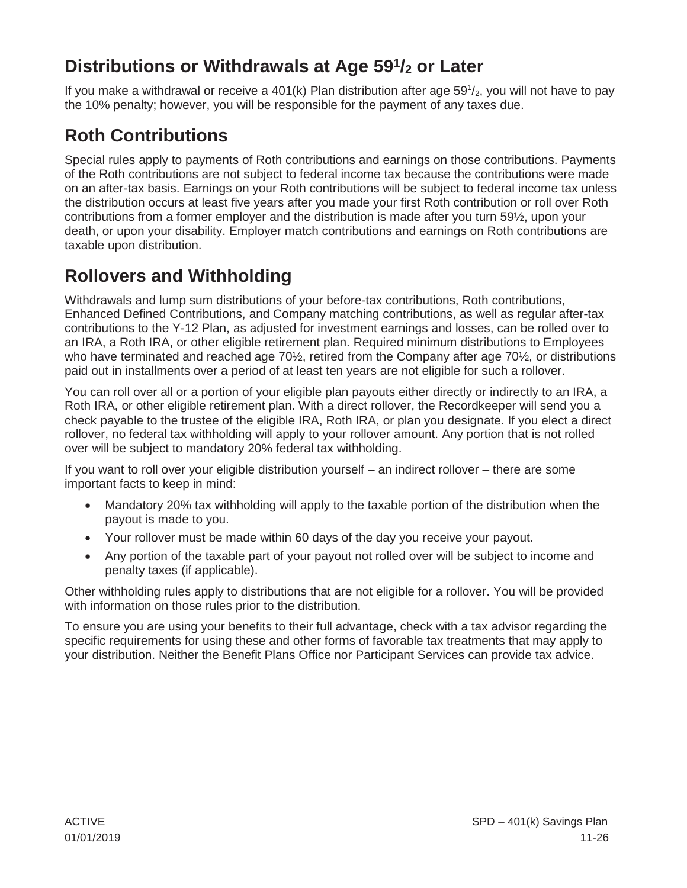## Distributions or Withdrawals at Age 59½ or Later

If you make a withdrawal or receive a 401(k) Plan distribution after age 59½, you will not have to pay the 10% penalty; however, you will be responsible for the payment of any taxes due.

## Roth Contributions

Special rules apply to payments of Roth contributions and earnings on those contributions. Payments of the Roth contributions are not subject to federal income tax because the contributions were made on an after-tax basis. Earnings on your Roth contributions will be subject to federal income tax unless the distribution occurs at least five years after you made your first Roth contribution or roll over Roth contributions from a former employer and the distribution is made after you turn 59½, upon your death, or upon your disability. Employer match contributions and earnings on Roth contributions are taxable upon distribution.

## Rollovers and Withholding

Withdrawals and lump sum distributions of your before-tax contributions, Roth contributions, Enhanced Defined Contributions, and Company matching contributions, as well as regular after-tax contributions to the Y-12 Plan, as adjusted for investment earnings and losses, can be rolled over to an IRA, a Roth IRA, or other eligible retirement plan. Required minimum distributions to Employees who have terminated and reached age 70½, retired from the Company after age 70½, or distributions paid out in installments over a period of at least ten years are not eligible for such a rollover.

You can roll over all or a portion of your eligible plan payouts either directly or indirectly to an IRA, a Roth IRA, or other eligible retirement plan. With a direct rollover, the Recordkeeper will send you a check payable to the trustee of the eligible IRA, Roth IRA, or plan you designate. If you elect a direct rollover, no federal tax withholding will apply to your rollover amount. Any portion that is not rolled over will be subject to mandatory 20% federal tax withholding.

If you want to roll over your eligible distribution yourself – an indirect rollover – there are some important facts to keep in mind:

- Mandatory 20% tax withholding will apply to the taxable portion of the distribution when the payout is made to you.
- Your rollover must be made within 60 days of the day you receive your payout.
- Any portion of the taxable part of your payout not rolled over will be subject to income and penalty taxes (if applicable).

Other withholding rules apply to distributions that are not eligible for a rollover. You will be provided with information on those rules prior to the distribution.

To ensure you are using your benefits to their full advantage, check with a tax advisor regarding the specific requirements for using these and other forms of favorable tax treatments that may apply to your distribution. Neither the Benefit Plans Office nor Participant Services can provide tax advice.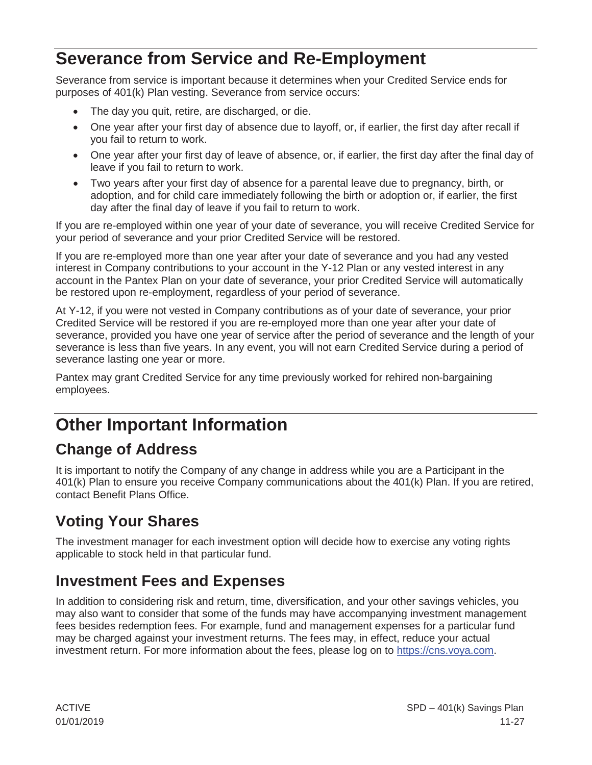# Severance from Service and Re-Employment

Severance from service is important because it determines when your Credited Service ends for purposes of 401(k) Plan vesting. Severance from service occurs:

- The day you quit, retire, are discharged, or die.
- One year after your first day of absence due to layoff, or, if earlier, the first day after recall if you fail to return to work.
- One year after your first day of leave of absence, or, if earlier, the first day after the final day of leave if you fail to return to work.
- Two years after your first day of absence for a parental leave due to pregnancy, birth, or adoption, and for child care immediately following the birth or adoption or, if earlier, the first day after the final day of leave if you fail to return to work.

If you are re-employed within one year of your date of severance, you will receive Credited Service for your period of severance and your prior Credited Service will be restored.

If you are re-employed more than one year after your date of severance and you had any vested interest in Company contributions to your account in the Y-12 Plan or any vested interest in any account in the Pantex Plan on your date of severance, your prior Credited Service will automatically be restored upon re-employment, regardless of your period of severance.

At Y-12, if you were not vested in Company contributions as of your date of severance, your prior Credited Service will be restored if you are re-employed more than one year after your date of severance, provided you have one year of service after the period of severance and the length of your severance is less than five years. In any event, you will not earn Credited Service during a period of severance lasting one year or more.

Pantex may grant Credited Service for any time previously worked for rehired non-bargaining employees.

# Other Important Information

## Change of Address

It is important to notify the Company of any change in address while you are a Participant in the 401(k) Plan to ensure you receive Company communications about the 401(k) Plan. If you are retired, contact Benefit Plans Office.

## Voting Your Shares

The investment manager for each investment option will decide how to exercise any voting rights applicable to stock held in that particular fund.

## Investment Fees and Expenses

In addition to considering risk and return, time, diversification, and your other savings vehicles, you may also want to consider that some of the funds may have accompanying investment management fees besides redemption fees. For example, fund and management expenses for a particular fund may be charged against your investment returns. The fees may, in effect, reduce your actual investment return. For more information about the fees, please log on to https://cns.voya.com.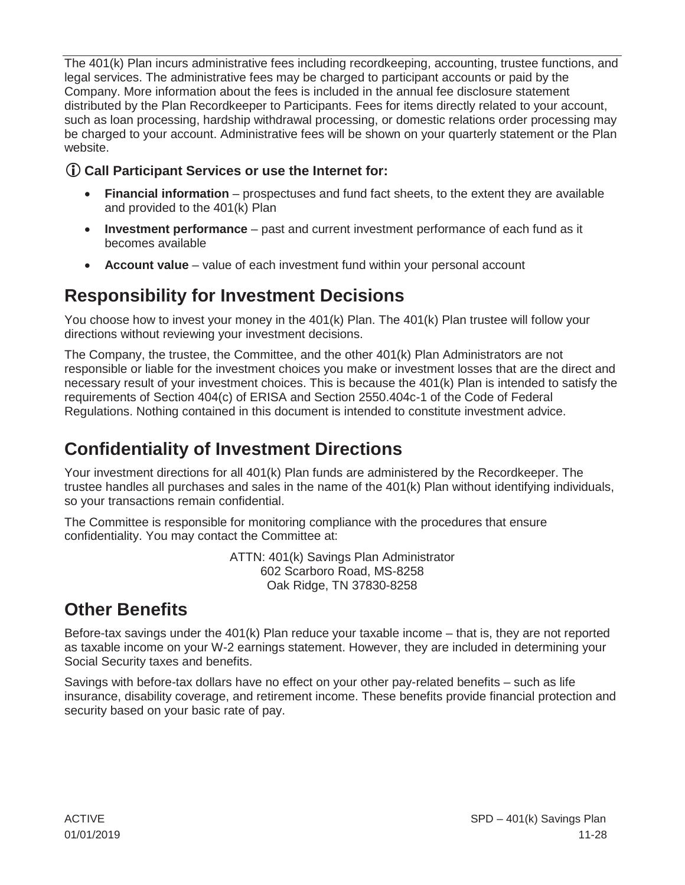The 401(k) Plan incurs administrative fees including recordkeeping, accounting, trustee functions, and legal services. The administrative fees may be charged to participant accounts or paid by the Company. More information about the fees is included in the annual fee disclosure statement distributed by the Plan Recordkeeper to Participants. Fees for items directly related to your account, such as loan processing, hardship withdrawal processing, or domestic relations order processing may be charged to your account. Administrative fees will be shown on your quarterly statement or the Plan website.

### ⓘ Call Participant Services or use the Internet for:

- **Financial information** – prospectuses and fund fact sheets, to the extent they are available and provided to the 401(k) Plan
- **Investment performance** – past and current investment performance of each fund as it becomes available
- **Account value** – value of each investment fund within your personal account

## Responsibility for Investment Decisions

You choose how to invest your money in the 401(k) Plan. The 401(k) Plan trustee will follow your directions without reviewing your investment decisions.

The Company, the trustee, the Committee, and the other 401(k) Plan Administrators are not responsible or liable for the investment choices you make or investment losses that are the direct and necessary result of your investment choices. This is because the 401(k) Plan is intended to satisfy the requirements of Section 404(c) of ERISA and Section 2550.404c-1 of the Code of Federal Regulations. Nothing contained in this document is intended to constitute investment advice.

## Confidentiality of Investment Directions

Your investment directions for all 401(k) Plan funds are administered by the Recordkeeper. The trustee handles all purchases and sales in the name of the 401(k) Plan without identifying individuals, so your transactions remain confidential.

The Committee is responsible for monitoring compliance with the procedures that ensure confidentiality. You may contact the Committee at:

ATTN: 401(k) Savings Plan Administrator
602 Scarboro Road, MS-8258
Oak Ridge, TN 37830-8258

## Other Benefits

Before-tax savings under the 401(k) Plan reduce your taxable income – that is, they are not reported as taxable income on your W-2 earnings statement. However, they are included in determining your Social Security taxes and benefits.

Savings with before-tax dollars have no effect on your other pay-related benefits – such as life insurance, disability coverage, and retirement income. These benefits provide financial protection and security based on your basic rate of pay.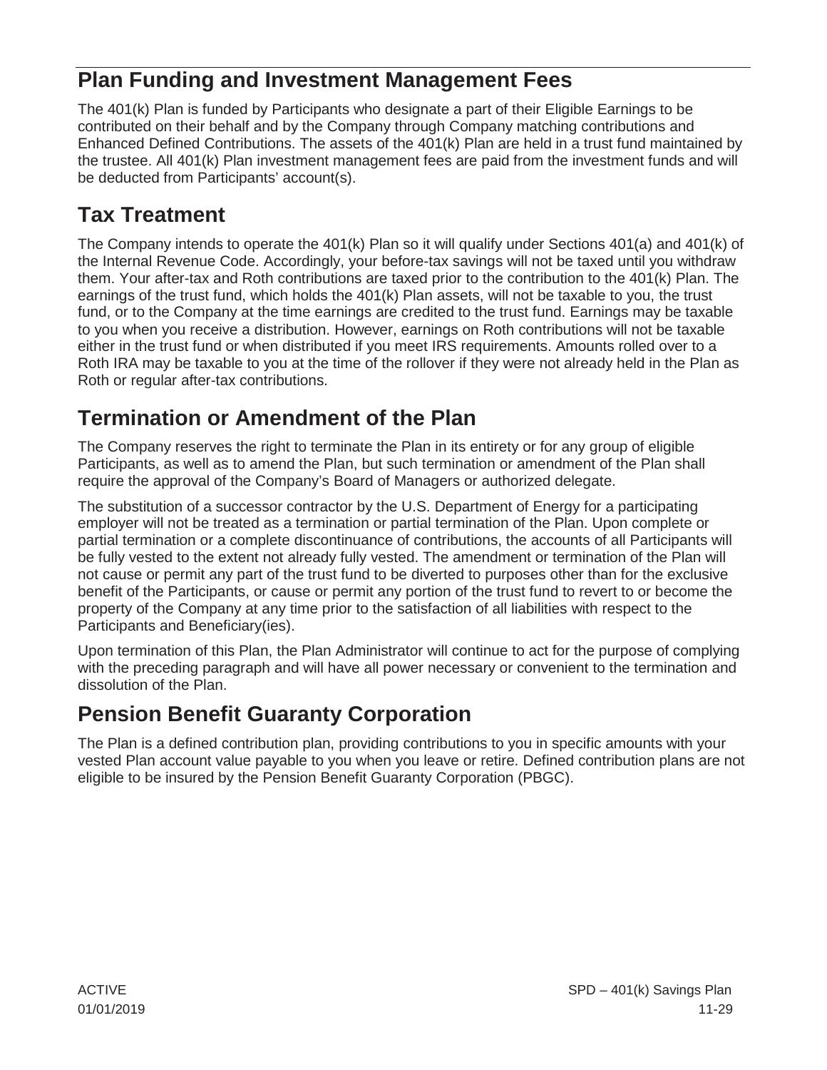## Plan Funding and Investment Management Fees

The 401(k) Plan is funded by Participants who designate a part of their Eligible Earnings to be contributed on their behalf and by the Company through Company matching contributions and Enhanced Defined Contributions. The assets of the 401(k) Plan are held in a trust fund maintained by the trustee. All 401(k) Plan investment management fees are paid from the investment funds and will be deducted from Participants' account(s).

## Tax Treatment

The Company intends to operate the 401(k) Plan so it will qualify under Sections 401(a) and 401(k) of the Internal Revenue Code. Accordingly, your before-tax savings will not be taxed until you withdraw them. Your after-tax and Roth contributions are taxed prior to the contribution to the 401(k) Plan. The earnings of the trust fund, which holds the 401(k) Plan assets, will not be taxable to you, the trust fund, or to the Company at the time earnings are credited to the trust fund. Earnings may be taxable to you when you receive a distribution. However, earnings on Roth contributions will not be taxable either in the trust fund or when distributed if you meet IRS requirements. Amounts rolled over to a Roth IRA may be taxable to you at the time of the rollover if they were not already held in the Plan as Roth or regular after-tax contributions.

## Termination or Amendment of the Plan

The Company reserves the right to terminate the Plan in its entirety or for any group of eligible Participants, as well as to amend the Plan, but such termination or amendment of the Plan shall require the approval of the Company's Board of Managers or authorized delegate.

The substitution of a successor contractor by the U.S. Department of Energy for a participating employer will not be treated as a termination or partial termination of the Plan. Upon complete or partial termination or a complete discontinuance of contributions, the accounts of all Participants will be fully vested to the extent not already fully vested. The amendment or termination of the Plan will not cause or permit any part of the trust fund to be diverted to purposes other than for the exclusive benefit of the Participants, or cause or permit any portion of the trust fund to revert to or become the property of the Company at any time prior to the satisfaction of all liabilities with respect to the Participants and Beneficiary(ies).

Upon termination of this Plan, the Plan Administrator will continue to act for the purpose of complying with the preceding paragraph and will have all power necessary or convenient to the termination and dissolution of the Plan.

## Pension Benefit Guaranty Corporation

The Plan is a defined contribution plan, providing contributions to you in specific amounts with your vested Plan account value payable to you when you leave or retire. Defined contribution plans are not eligible to be insured by the Pension Benefit Guaranty Corporation (PBGC).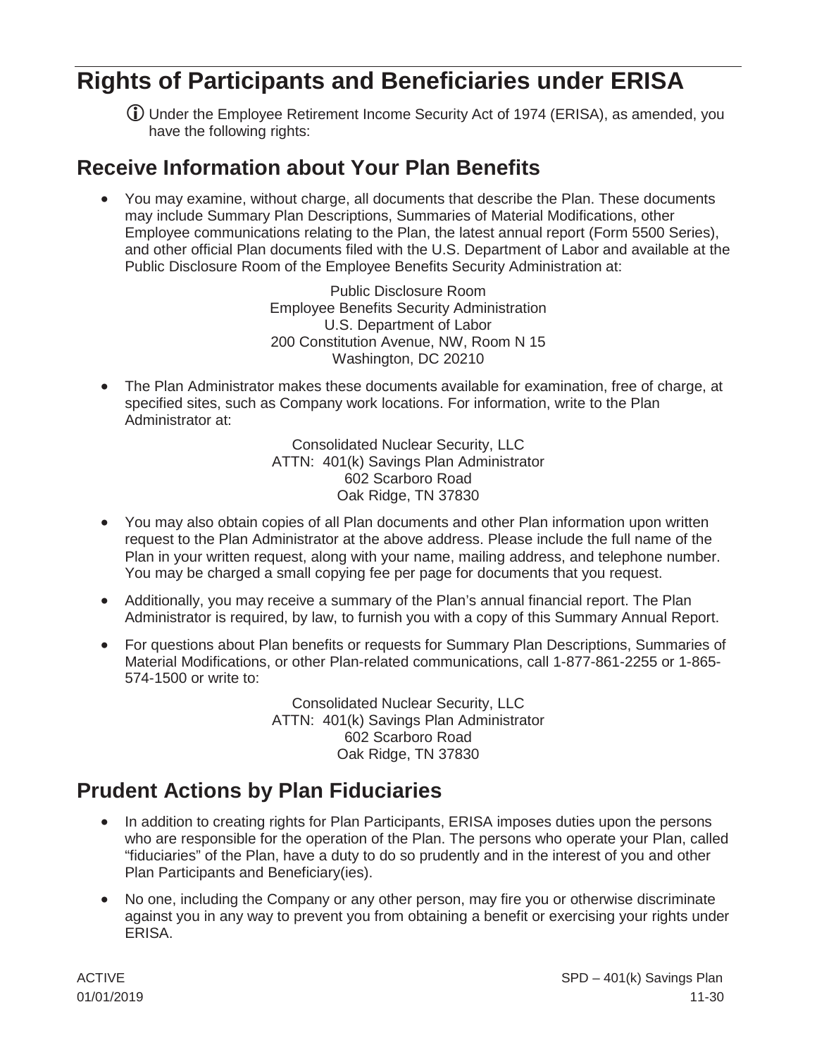# Rights of Participants and Beneficiaries under ERISA

ⓘ Under the Employee Retirement Income Security Act of 1974 (ERISA), as amended, you have the following rights:

## Receive Information about Your Plan Benefits

- You may examine, without charge, all documents that describe the Plan. These documents may include Summary Plan Descriptions, Summaries of Material Modifications, other Employee communications relating to the Plan, the latest annual report (Form 5500 Series), and other official Plan documents filed with the U.S. Department of Labor and available at the Public Disclosure Room of the Employee Benefits Security Administration at:

  Public Disclosure Room
  Employee Benefits Security Administration
  U.S. Department of Labor
  200 Constitution Avenue, NW, Room N 15
  Washington, DC 20210

- The Plan Administrator makes these documents available for examination, free of charge, at specified sites, such as Company work locations. For information, write to the Plan Administrator at:

  Consolidated Nuclear Security, LLC
  ATTN: 401(k) Savings Plan Administrator
  602 Scarboro Road
  Oak Ridge, TN 37830

- You may also obtain copies of all Plan documents and other Plan information upon written request to the Plan Administrator at the above address. Please include the full name of the Plan in your written request, along with your name, mailing address, and telephone number. You may be charged a small copying fee per page for documents that you request.
- Additionally, you may receive a summary of the Plan's annual financial report. The Plan Administrator is required, by law, to furnish you with a copy of this Summary Annual Report.
- For questions about Plan benefits or requests for Summary Plan Descriptions, Summaries of Material Modifications, or other Plan-related communications, call 1-877-861-2255 or 1-865-574-1500 or write to:

  Consolidated Nuclear Security, LLC
  ATTN: 401(k) Savings Plan Administrator
  602 Scarboro Road
  Oak Ridge, TN 37830

## Prudent Actions by Plan Fiduciaries

- In addition to creating rights for Plan Participants, ERISA imposes duties upon the persons who are responsible for the operation of the Plan. The persons who operate your Plan, called "fiduciaries" of the Plan, have a duty to do so prudently and in the interest of you and other Plan Participants and Beneficiary(ies).
- No one, including the Company or any other person, may fire you or otherwise discriminate against you in any way to prevent you from obtaining a benefit or exercising your rights under ERISA.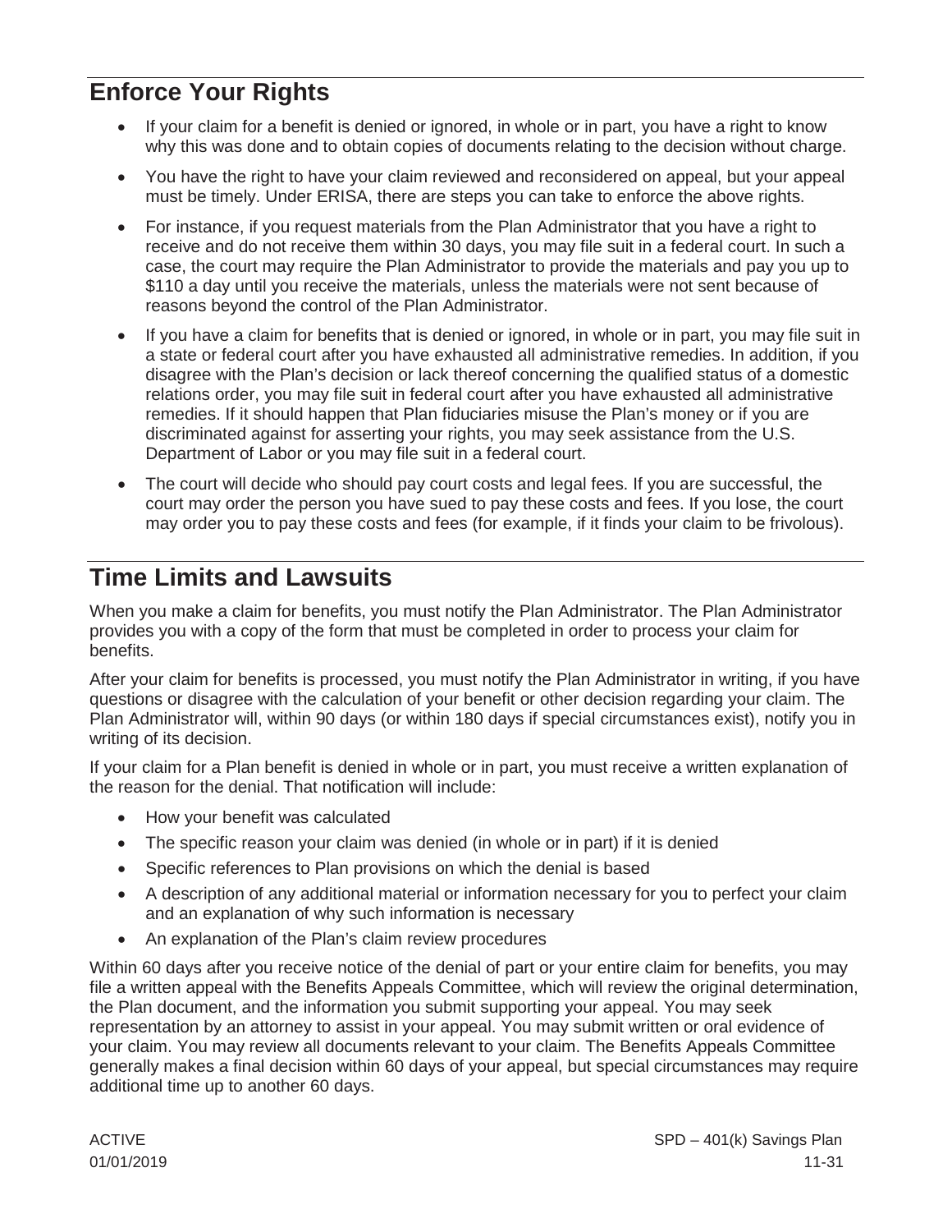## Enforce Your Rights

- If your claim for a benefit is denied or ignored, in whole or in part, you have a right to know why this was done and to obtain copies of documents relating to the decision without charge.
- You have the right to have your claim reviewed and reconsidered on appeal, but your appeal must be timely. Under ERISA, there are steps you can take to enforce the above rights.
- For instance, if you request materials from the Plan Administrator that you have a right to receive and do not receive them within 30 days, you may file suit in a federal court. In such a case, the court may require the Plan Administrator to provide the materials and pay you up to $110 a day until you receive the materials, unless the materials were not sent because of reasons beyond the control of the Plan Administrator.
- If you have a claim for benefits that is denied or ignored, in whole or in part, you may file suit in a state or federal court after you have exhausted all administrative remedies. In addition, if you disagree with the Plan's decision or lack thereof concerning the qualified status of a domestic relations order, you may file suit in federal court after you have exhausted all administrative remedies. If it should happen that Plan fiduciaries misuse the Plan's money or if you are discriminated against for asserting your rights, you may seek assistance from the U.S. Department of Labor or you may file suit in a federal court.
- The court will decide who should pay court costs and legal fees. If you are successful, the court may order the person you have sued to pay these costs and fees. If you lose, the court may order you to pay these costs and fees (for example, if it finds your claim to be frivolous).

## Time Limits and Lawsuits

When you make a claim for benefits, you must notify the Plan Administrator. The Plan Administrator provides you with a copy of the form that must be completed in order to process your claim for benefits.

After your claim for benefits is processed, you must notify the Plan Administrator in writing, if you have questions or disagree with the calculation of your benefit or other decision regarding your claim. The Plan Administrator will, within 90 days (or within 180 days if special circumstances exist), notify you in writing of its decision.

If your claim for a Plan benefit is denied in whole or in part, you must receive a written explanation of the reason for the denial. That notification will include:

- How your benefit was calculated
- The specific reason your claim was denied (in whole or in part) if it is denied
- Specific references to Plan provisions on which the denial is based
- A description of any additional material or information necessary for you to perfect your claim and an explanation of why such information is necessary
- An explanation of the Plan's claim review procedures

Within 60 days after you receive notice of the denial of part or your entire claim for benefits, you may file a written appeal with the Benefits Appeals Committee, which will review the original determination, the Plan document, and the information you submit supporting your appeal. You may seek representation by an attorney to assist in your appeal. You may submit written or oral evidence of your claim. You may review all documents relevant to your claim. The Benefits Appeals Committee generally makes a final decision within 60 days of your appeal, but special circumstances may require additional time up to another 60 days.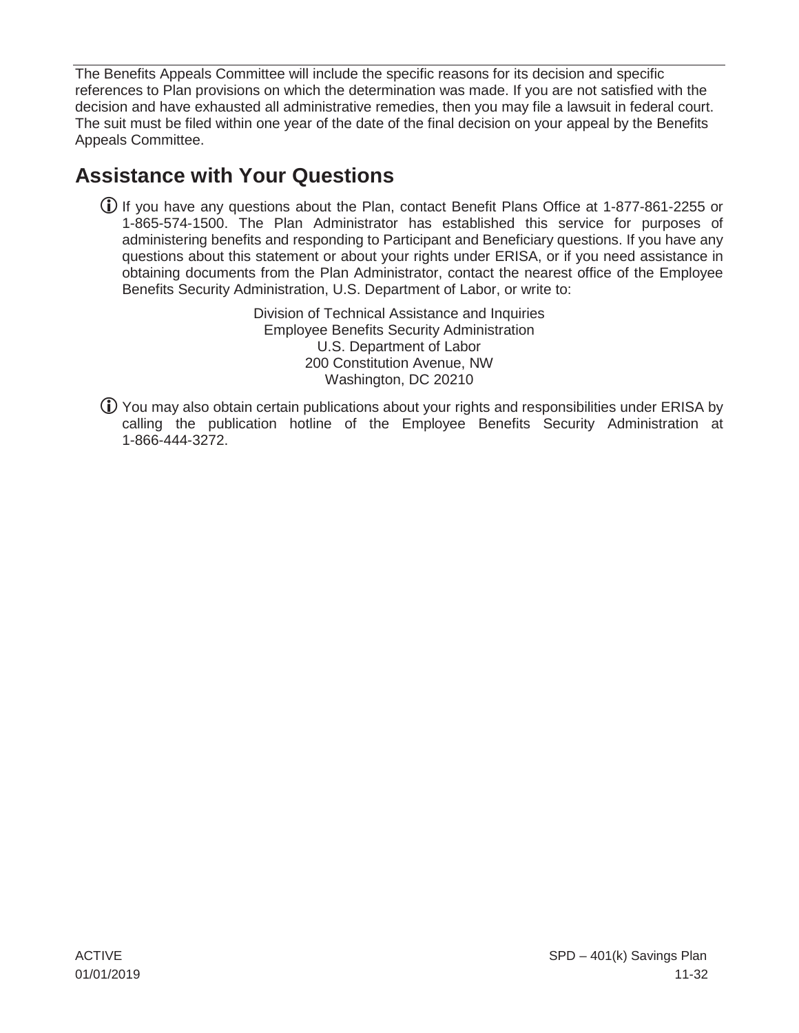The Benefits Appeals Committee will include the specific reasons for its decision and specific references to Plan provisions on which the determination was made. If you are not satisfied with the decision and have exhausted all administrative remedies, then you may file a lawsuit in federal court. The suit must be filed within one year of the date of the final decision on your appeal by the Benefits Appeals Committee.

## Assistance with Your Questions

ⓘ If you have any questions about the Plan, contact Benefit Plans Office at 1-877-861-2255 or 1-865-574-1500. The Plan Administrator has established this service for purposes of administering benefits and responding to Participant and Beneficiary questions. If you have any questions about this statement or about your rights under ERISA, or if you need assistance in obtaining documents from the Plan Administrator, contact the nearest office of the Employee Benefits Security Administration, U.S. Department of Labor, or write to:

Division of Technical Assistance and Inquiries
Employee Benefits Security Administration
U.S. Department of Labor
200 Constitution Avenue, NW
Washington, DC 20210

ⓘ You may also obtain certain publications about your rights and responsibilities under ERISA by calling the publication hotline of the Employee Benefits Security Administration at 1-866-444-3272.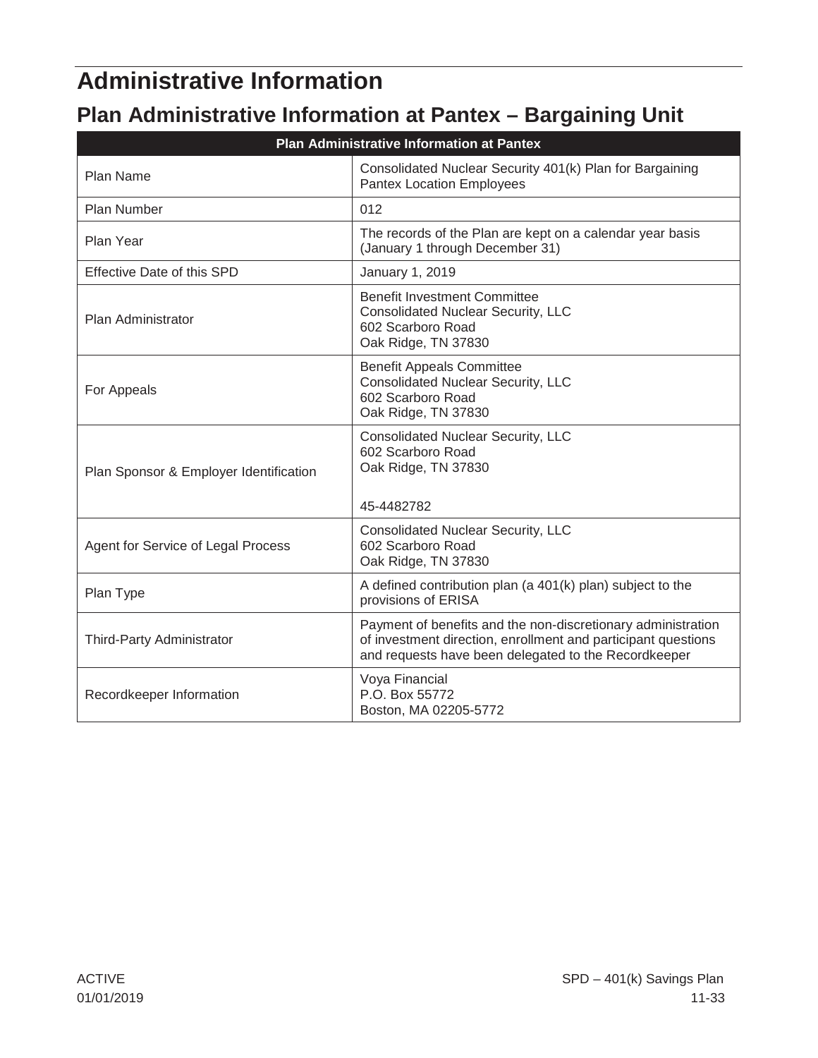# Administrative Information

## Plan Administrative Information at Pantex – Bargaining Unit

| Plan Administrative Information at Pantex | |
|---|---|
| Plan Name | Consolidated Nuclear Security 401(k) Plan for Bargaining Pantex Location Employees |
| Plan Number | 012 |
| Plan Year | The records of the Plan are kept on a calendar year basis (January 1 through December 31) |
| Effective Date of this SPD | January 1, 2019 |
| Plan Administrator | Benefit Investment Committee<br>Consolidated Nuclear Security, LLC<br>602 Scarboro Road<br>Oak Ridge, TN 37830 |
| For Appeals | Benefit Appeals Committee<br>Consolidated Nuclear Security, LLC<br>602 Scarboro Road<br>Oak Ridge, TN 37830 |
| Plan Sponsor & Employer Identification | Consolidated Nuclear Security, LLC<br>602 Scarboro Road<br>Oak Ridge, TN 37830<br><br>45-4482782 |
| Agent for Service of Legal Process | Consolidated Nuclear Security, LLC<br>602 Scarboro Road<br>Oak Ridge, TN 37830 |
| Plan Type | A defined contribution plan (a 401(k) plan) subject to the provisions of ERISA |
| Third-Party Administrator | Payment of benefits and the non-discretionary administration of investment direction, enrollment and participant questions and requests have been delegated to the Recordkeeper |
| Recordkeeper Information | Voya Financial<br>P.O. Box 55772<br>Boston, MA 02205-5772 |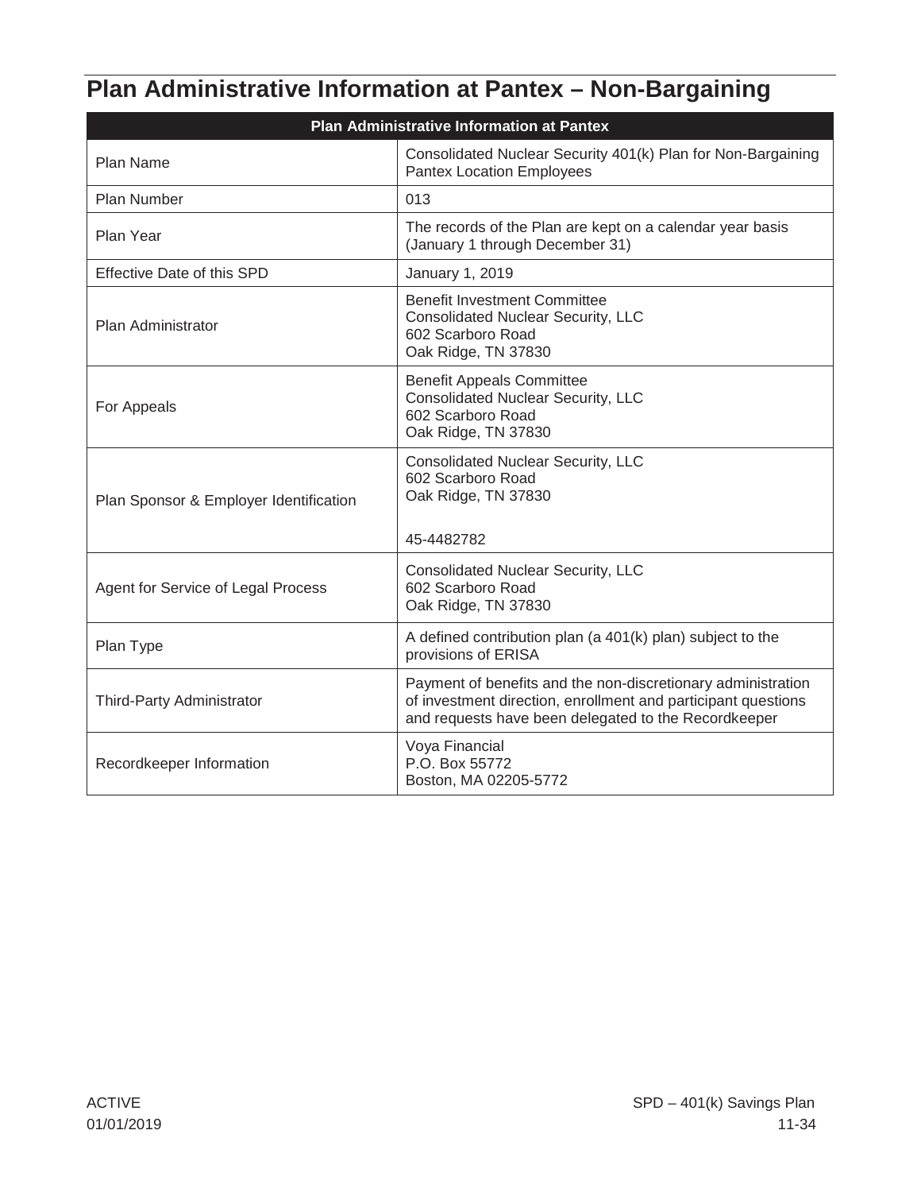# Plan Administrative Information at Pantex – Non-Bargaining

| Plan Administrative Information at Pantex | |
|---|---|
| Plan Name | Consolidated Nuclear Security 401(k) Plan for Non-Bargaining Pantex Location Employees |
| Plan Number | 013 |
| Plan Year | The records of the Plan are kept on a calendar year basis (January 1 through December 31) |
| Effective Date of this SPD | January 1, 2019 |
| Plan Administrator | Benefit Investment Committee<br>Consolidated Nuclear Security, LLC<br>602 Scarboro Road<br>Oak Ridge, TN 37830 |
| For Appeals | Benefit Appeals Committee<br>Consolidated Nuclear Security, LLC<br>602 Scarboro Road<br>Oak Ridge, TN 37830 |
| Plan Sponsor & Employer Identification | Consolidated Nuclear Security, LLC<br>602 Scarboro Road<br>Oak Ridge, TN 37830<br><br>45-4482782 |
| Agent for Service of Legal Process | Consolidated Nuclear Security, LLC<br>602 Scarboro Road<br>Oak Ridge, TN 37830 |
| Plan Type | A defined contribution plan (a 401(k) plan) subject to the provisions of ERISA |
| Third-Party Administrator | Payment of benefits and the non-discretionary administration of investment direction, enrollment and participant questions and requests have been delegated to the Recordkeeper |
| Recordkeeper Information | Voya Financial<br>P.O. Box 55772<br>Boston, MA 02205-5772 |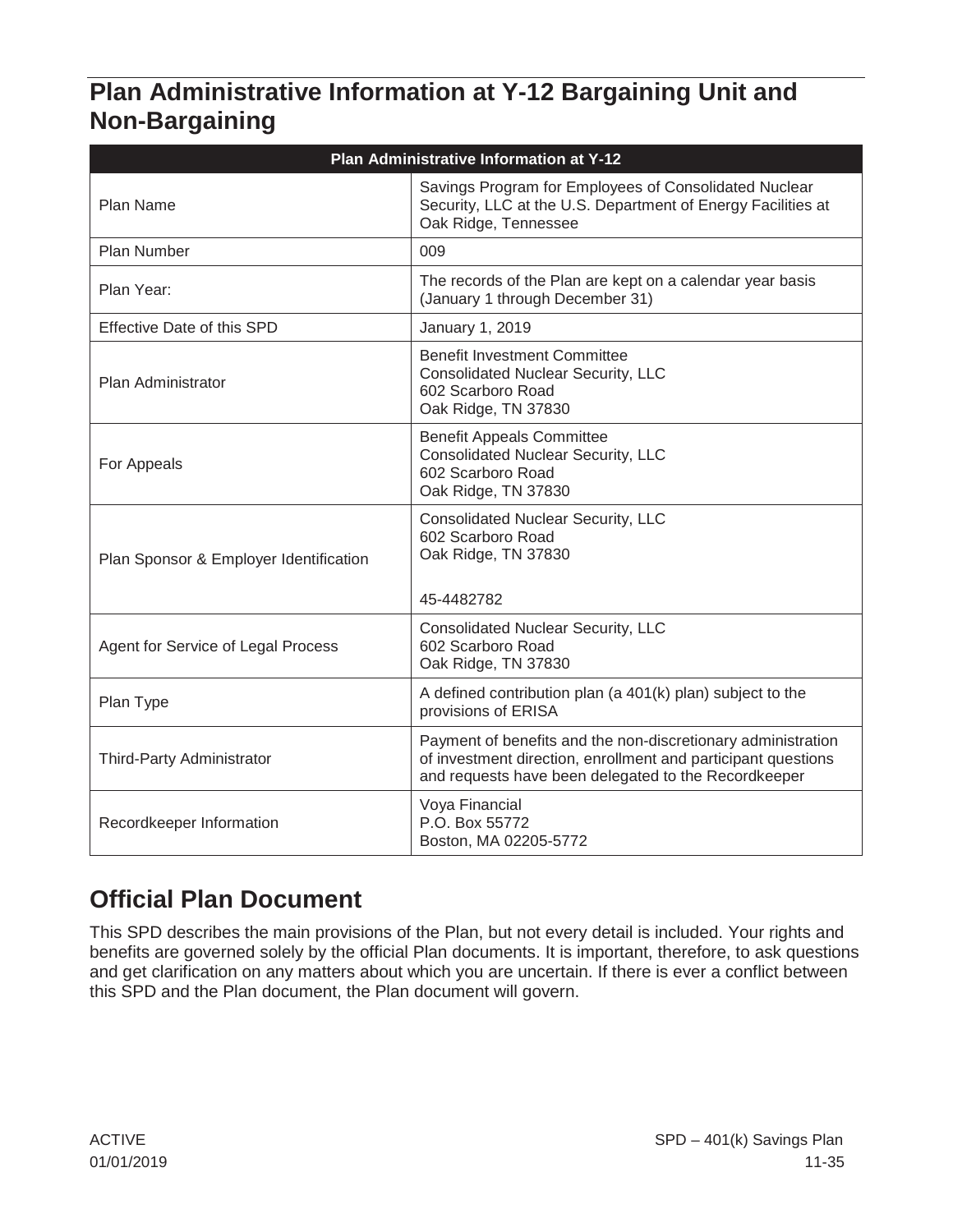## Plan Administrative Information at Y-12 Bargaining Unit and Non-Bargaining

| Plan Administrative Information at Y-12 | |
|---|---|
| Plan Name | Savings Program for Employees of Consolidated Nuclear Security, LLC at the U.S. Department of Energy Facilities at Oak Ridge, Tennessee |
| Plan Number | 009 |
| Plan Year: | The records of the Plan are kept on a calendar year basis (January 1 through December 31) |
| Effective Date of this SPD | January 1, 2019 |
| Plan Administrator | Benefit Investment Committee<br>Consolidated Nuclear Security, LLC<br>602 Scarboro Road<br>Oak Ridge, TN 37830 |
| For Appeals | Benefit Appeals Committee<br>Consolidated Nuclear Security, LLC<br>602 Scarboro Road<br>Oak Ridge, TN 37830 |
| Plan Sponsor & Employer Identification | Consolidated Nuclear Security, LLC<br>602 Scarboro Road<br>Oak Ridge, TN 37830<br><br>45-4482782 |
| Agent for Service of Legal Process | Consolidated Nuclear Security, LLC<br>602 Scarboro Road<br>Oak Ridge, TN 37830 |
| Plan Type | A defined contribution plan (a 401(k) plan) subject to the provisions of ERISA |
| Third-Party Administrator | Payment of benefits and the non-discretionary administration of investment direction, enrollment and participant questions and requests have been delegated to the Recordkeeper |
| Recordkeeper Information | Voya Financial<br>P.O. Box 55772<br>Boston, MA 02205-5772 |

## Official Plan Document

This SPD describes the main provisions of the Plan, but not every detail is included. Your rights and benefits are governed solely by the official Plan documents. It is important, therefore, to ask questions and get clarification on any matters about which you are uncertain. If there is ever a conflict between this SPD and the Plan document, the Plan document will govern.